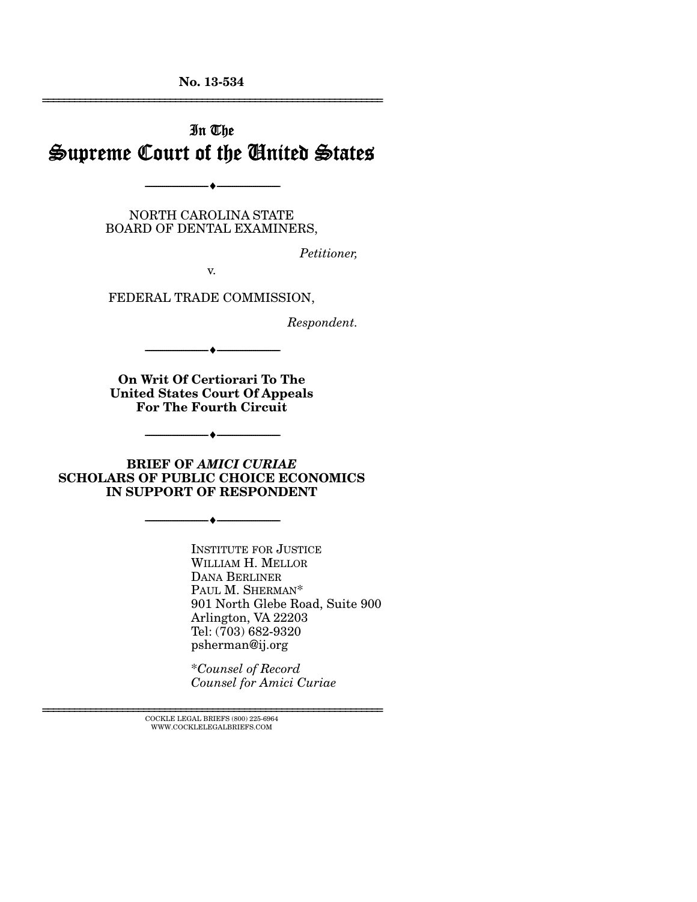**No. 13-534**

---

# In The
# Supreme Court of the United States

---

NORTH CAROLINA STATE
BOARD OF DENTAL EXAMINERS,

*Petitioner,*

v.

FEDERAL TRADE COMMISSION,

*Respondent.*

---

**On Writ Of Certiorari To The
United States Court Of Appeals
For The Fourth Circuit**

---

**BRIEF OF *AMICI CURIAE*
SCHOLARS OF PUBLIC CHOICE ECONOMICS
IN SUPPORT OF RESPONDENT**

---

INSTITUTE FOR JUSTICE
WILLIAM H. MELLOR
DANA BERLINER
PAUL M. SHERMAN*
901 North Glebe Road, Suite 900
Arlington, VA 22203
Tel: (703) 682-9320
psherman@ij.org

**Counsel of Record*
*Counsel for Amici Curiae*

---

COCKLE LEGAL BRIEFS (800) 225-6964
WWW.COCKLELEGALBRIEFS.COM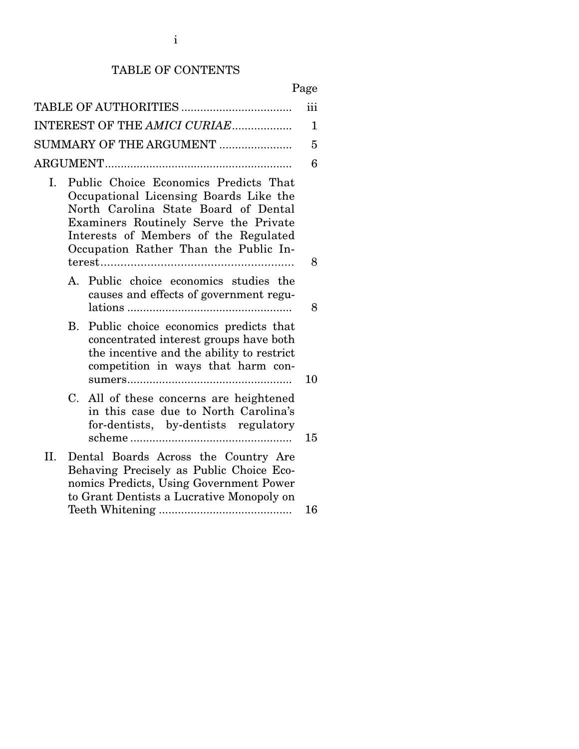# TABLE OF CONTENTS

| | Page |
|---|---|
| TABLE OF AUTHORITIES | iii |
| INTEREST OF THE *AMICI CURIAE* | 1 |
| SUMMARY OF THE ARGUMENT | 5 |
| ARGUMENT | 6 |
| I. Public Choice Economics Predicts That Occupational Licensing Boards Like the North Carolina State Board of Dental Examiners Routinely Serve the Private Interests of Members of the Regulated Occupation Rather Than the Public Interest | 8 |
| A. Public choice economics studies the causes and effects of government regulations | 8 |
| B. Public choice economics predicts that concentrated interest groups have both the incentive and the ability to restrict competition in ways that harm consumers | 10 |
| C. All of these concerns are heightened in this case due to North Carolina's for-dentists, by-dentists regulatory scheme | 15 |
| II. Dental Boards Across the Country Are Behaving Precisely as Public Choice Economics Predicts, Using Government Power to Grant Dentists a Lucrative Monopoly on Teeth Whitening | 16 |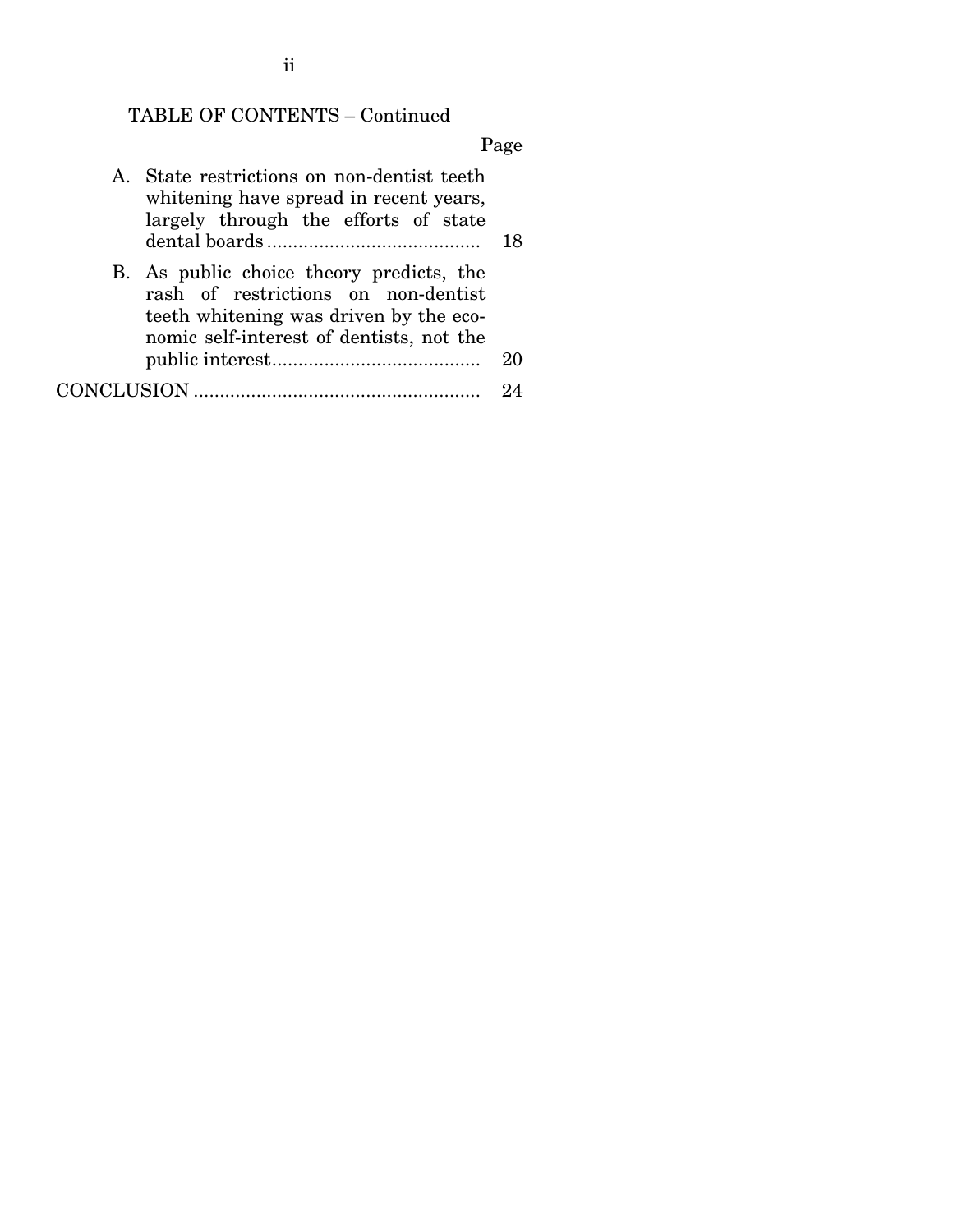TABLE OF CONTENTS – Continued

| | Page |
|---|---|
| A. State restrictions on non-dentist teeth whitening have spread in recent years, largely through the efforts of state dental boards | 18 |
| B. As public choice theory predicts, the rash of restrictions on non-dentist teeth whitening was driven by the economic self-interest of dentists, not the public interest | 20 |
| CONCLUSION | 24 |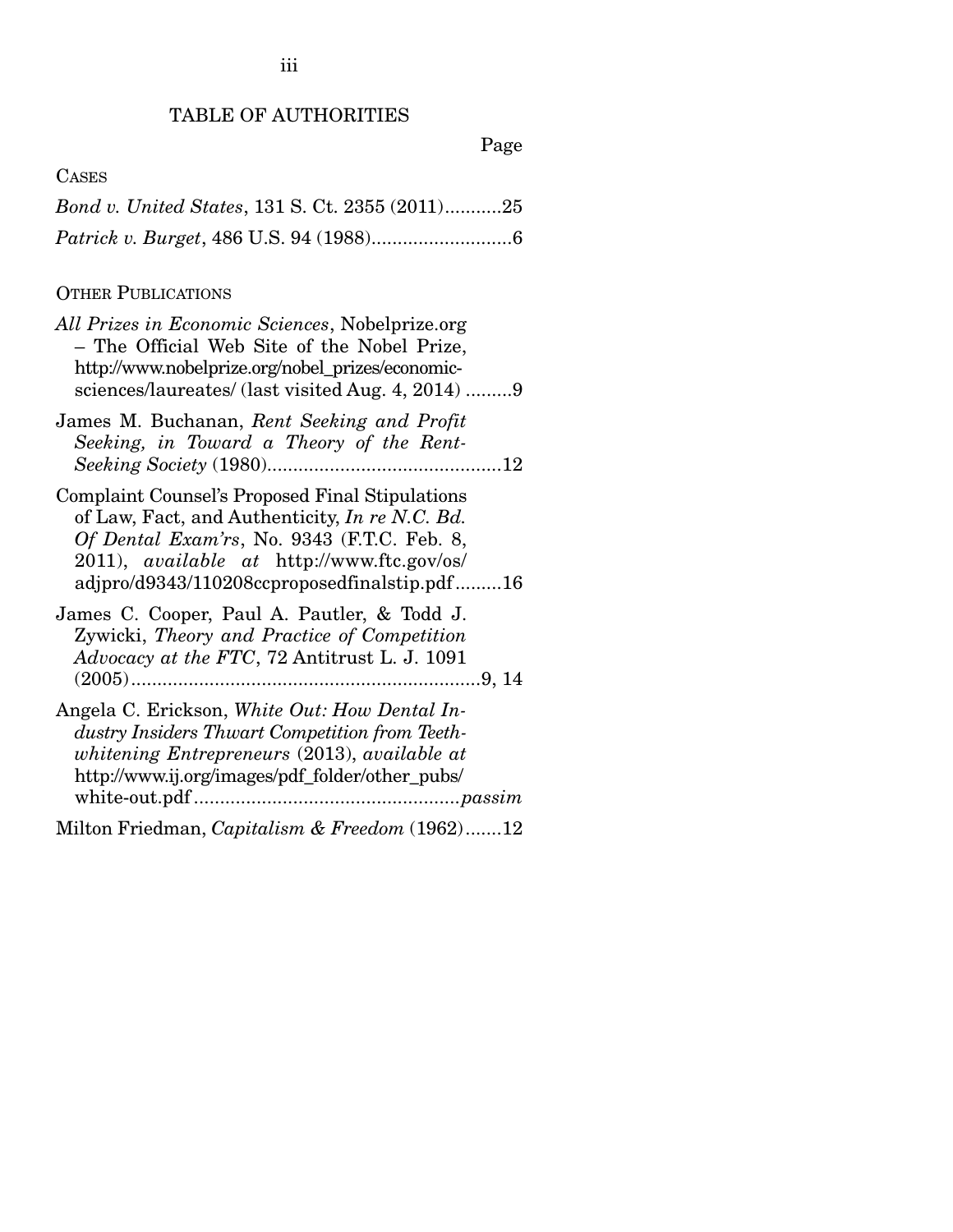# TABLE OF AUTHORITIES

Page

CASES

*Bond v. United States*, 131 S. Ct. 2355 (2011)...........25

*Patrick v. Burget*, 486 U.S. 94 (1988)...........................6

OTHER PUBLICATIONS

*All Prizes in Economic Sciences*, Nobelprize.org – The Official Web Site of the Nobel Prize, http://www.nobelprize.org/nobel_prizes/economic-sciences/laureates/ (last visited Aug. 4, 2014) .........9

James M. Buchanan, *Rent Seeking and Profit Seeking, in Toward a Theory of the Rent-Seeking Society* (1980).............................................12

Complaint Counsel's Proposed Final Stipulations of Law, Fact, and Authenticity, *In re N.C. Bd. Of Dental Exam'rs*, No. 9343 (F.T.C. Feb. 8, 2011), *available at* http://www.ftc.gov/os/adjpro/d9343/110208ccproposedfinalstip.pdf.........16

James C. Cooper, Paul A. Pautler, & Todd J. Zywicki, *Theory and Practice of Competition Advocacy at the FTC*, 72 Antitrust L. J. 1091 (2005)...................................................................9, 14

Angela C. Erickson, *White Out: How Dental Industry Insiders Thwart Competition from Teeth-whitening Entrepreneurs* (2013), *available at* http://www.ij.org/images/pdf_folder/other_pubs/white-out.pdf...................................................*passim*

Milton Friedman, *Capitalism & Freedom* (1962).......12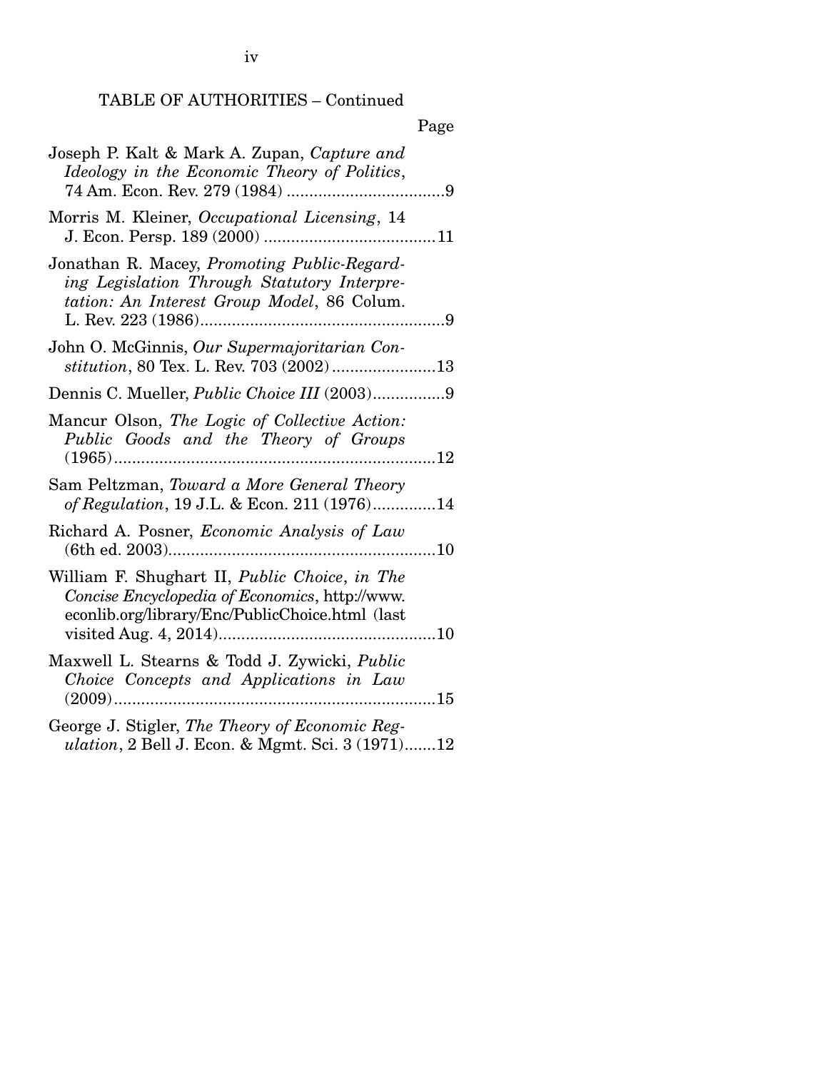TABLE OF AUTHORITIES – Continued

Page

Joseph P. Kalt & Mark A. Zupan, *Capture and Ideology in the Economic Theory of Politics*, 74 Am. Econ. Rev. 279 (1984) ....................................9

Morris M. Kleiner, *Occupational Licensing*, 14 J. Econ. Persp. 189 (2000) ......................................11

Jonathan R. Macey, *Promoting Public-Regarding Legislation Through Statutory Interpretation: An Interest Group Model*, 86 Colum. L. Rev. 223 (1986)......................................................9

John O. McGinnis, *Our Supermajoritarian Constitution*, 80 Tex. L. Rev. 703 (2002).......................13

Dennis C. Mueller, *Public Choice III* (2003)................9

Mancur Olson, *The Logic of Collective Action: Public Goods and the Theory of Groups* (1965).......................................................................12

Sam Peltzman, *Toward a More General Theory of Regulation*, 19 J.L. & Econ. 211 (1976)..............14

Richard A. Posner, *Economic Analysis of Law* (6th ed. 2003)..........................................................10

William F. Shughart II, *Public Choice*, *in The Concise Encyclopedia of Economics*, http://www.econlib.org/library/Enc/PublicChoice.html (last visited Aug. 4, 2014)................................................10

Maxwell L. Stearns & Todd J. Zywicki, *Public Choice Concepts and Applications in Law* (2009).......................................................................15

George J. Stigler, *The Theory of Economic Regulation*, 2 Bell J. Econ. & Mgmt. Sci. 3 (1971).......12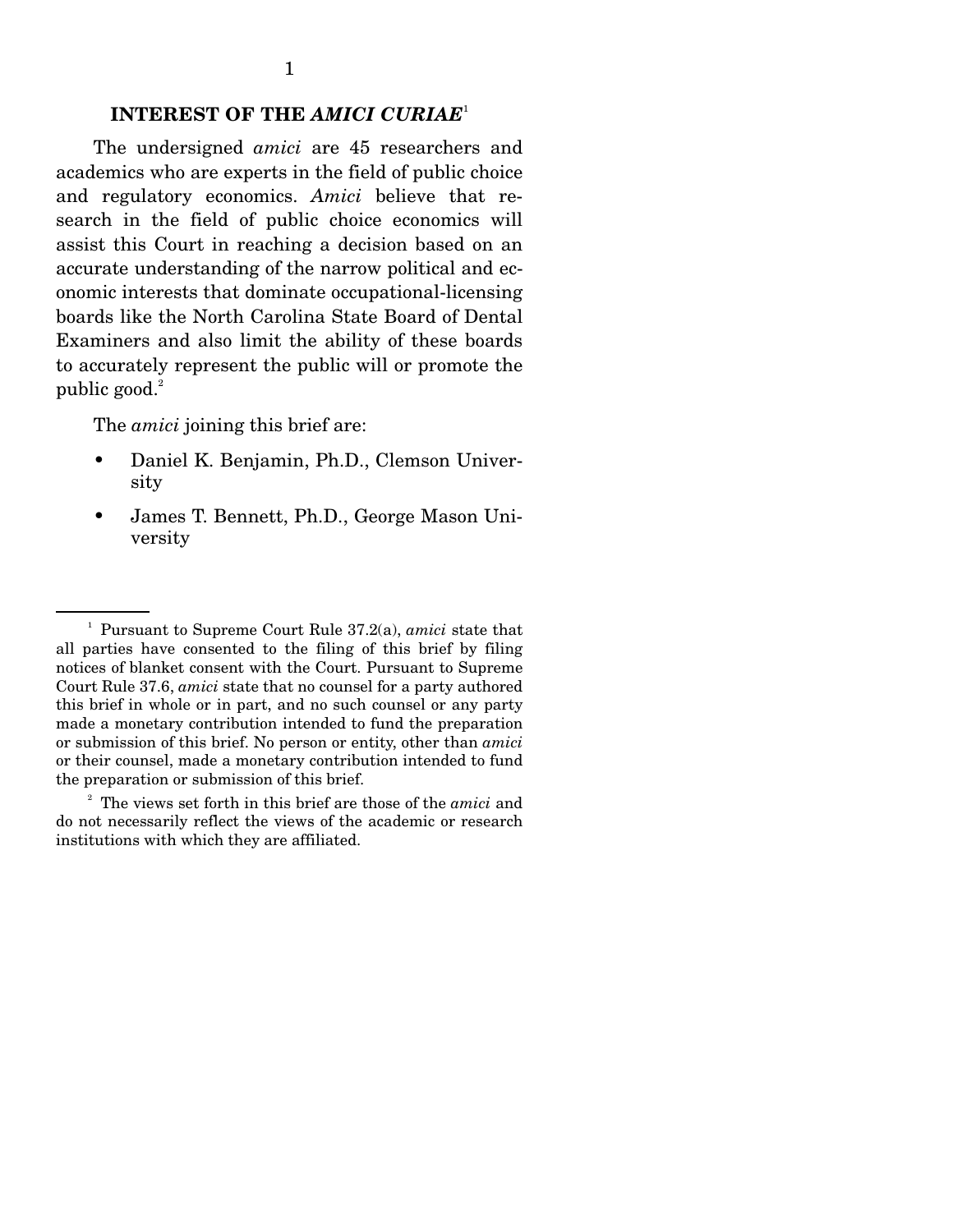## INTEREST OF THE *AMICI CURIAE*[1]

The undersigned *amici* are 45 researchers and academics who are experts in the field of public choice and regulatory economics. *Amici* believe that research in the field of public choice economics will assist this Court in reaching a decision based on an accurate understanding of the narrow political and economic interests that dominate occupational-licensing boards like the North Carolina State Board of Dental Examiners and also limit the ability of these boards to accurately represent the public will or promote the public good.[2]

The *amici* joining this brief are:

- Daniel K. Benjamin, Ph.D., Clemson University
- James T. Bennett, Ph.D., George Mason University

---

[1] Pursuant to Supreme Court Rule 37.2(a), *amici* state that all parties have consented to the filing of this brief by filing notices of blanket consent with the Court. Pursuant to Supreme Court Rule 37.6, *amici* state that no counsel for a party authored this brief in whole or in part, and no such counsel or any party made a monetary contribution intended to fund the preparation or submission of this brief. No person or entity, other than *amici* or their counsel, made a monetary contribution intended to fund the preparation or submission of this brief.

[2] The views set forth in this brief are those of the *amici* and do not necessarily reflect the views of the academic or research institutions with which they are affiliated.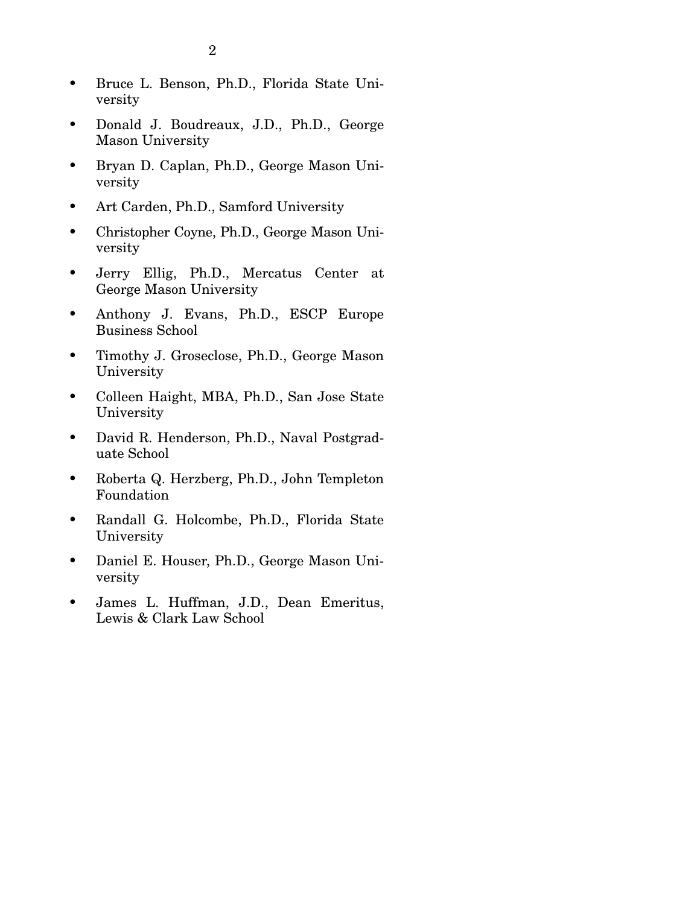- Bruce L. Benson, Ph.D., Florida State University
- Donald J. Boudreaux, J.D., Ph.D., George Mason University
- Bryan D. Caplan, Ph.D., George Mason University
- Art Carden, Ph.D., Samford University
- Christopher Coyne, Ph.D., George Mason University
- Jerry Ellig, Ph.D., Mercatus Center at George Mason University
- Anthony J. Evans, Ph.D., ESCP Europe Business School
- Timothy J. Groseclose, Ph.D., George Mason University
- Colleen Haight, MBA, Ph.D., San Jose State University
- David R. Henderson, Ph.D., Naval Postgraduate School
- Roberta Q. Herzberg, Ph.D., John Templeton Foundation
- Randall G. Holcombe, Ph.D., Florida State University
- Daniel E. Houser, Ph.D., George Mason University
- James L. Huffman, J.D., Dean Emeritus, Lewis & Clark Law School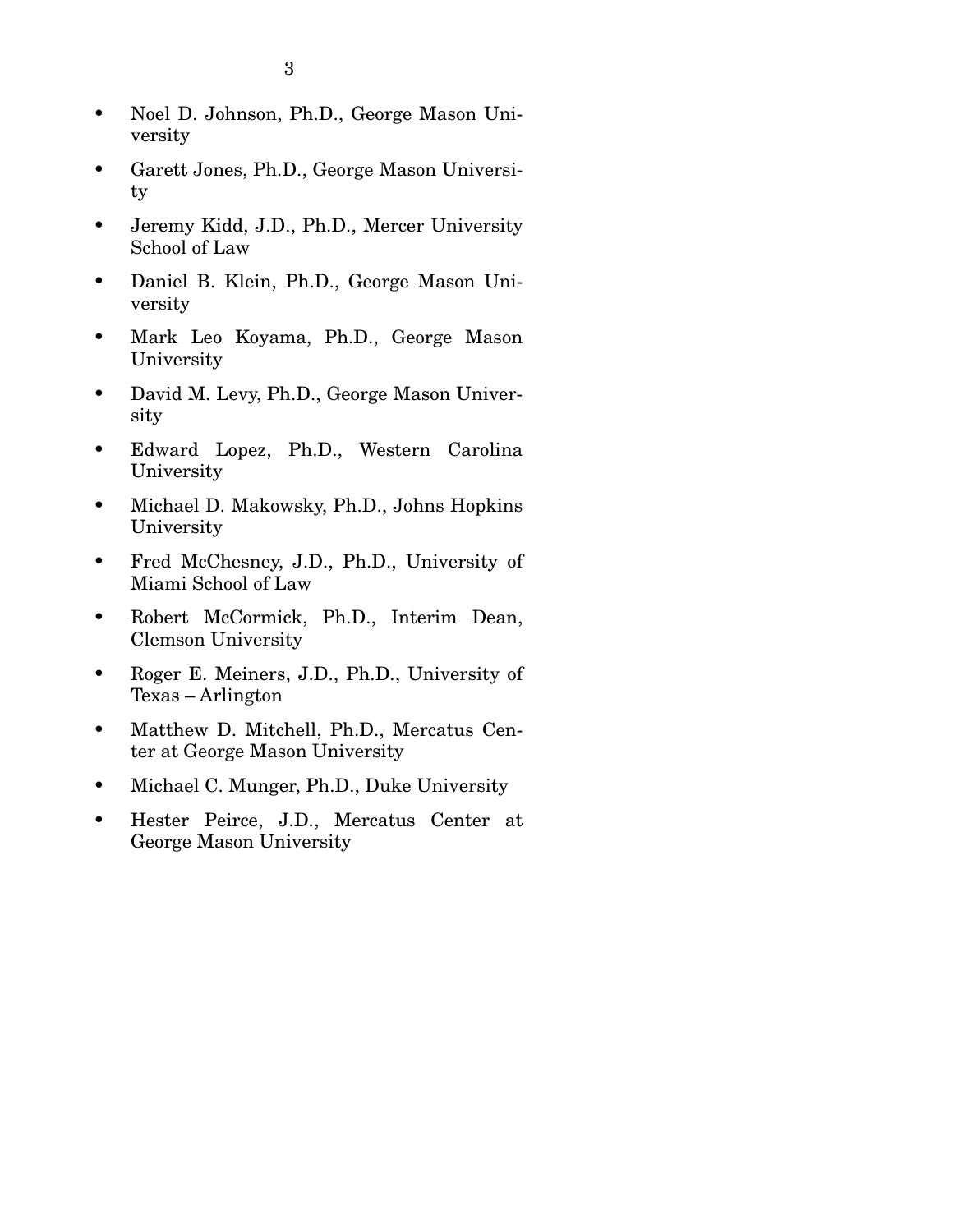- Noel D. Johnson, Ph.D., George Mason University
- Garett Jones, Ph.D., George Mason University
- Jeremy Kidd, J.D., Ph.D., Mercer University School of Law
- Daniel B. Klein, Ph.D., George Mason University
- Mark Leo Koyama, Ph.D., George Mason University
- David M. Levy, Ph.D., George Mason University
- Edward Lopez, Ph.D., Western Carolina University
- Michael D. Makowsky, Ph.D., Johns Hopkins University
- Fred McChesney, J.D., Ph.D., University of Miami School of Law
- Robert McCormick, Ph.D., Interim Dean, Clemson University
- Roger E. Meiners, J.D., Ph.D., University of Texas – Arlington
- Matthew D. Mitchell, Ph.D., Mercatus Center at George Mason University
- Michael C. Munger, Ph.D., Duke University
- Hester Peirce, J.D., Mercatus Center at George Mason University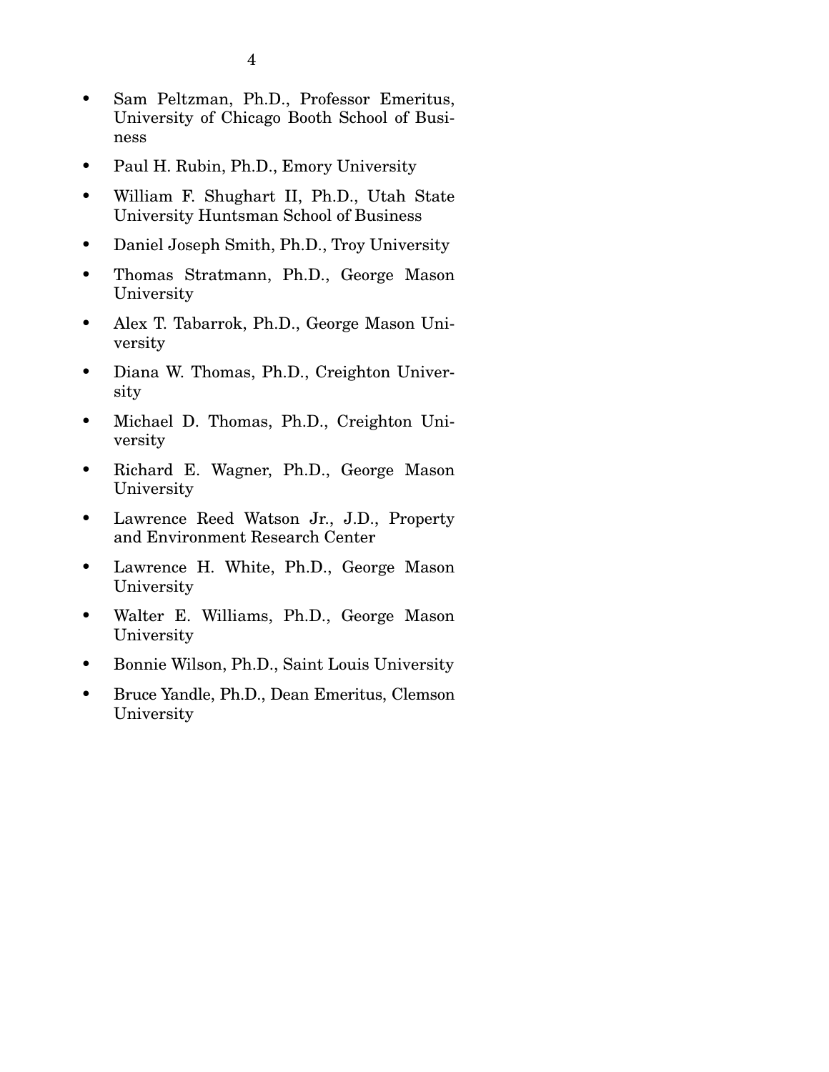- Sam Peltzman, Ph.D., Professor Emeritus, University of Chicago Booth School of Business
- Paul H. Rubin, Ph.D., Emory University
- William F. Shughart II, Ph.D., Utah State University Huntsman School of Business
- Daniel Joseph Smith, Ph.D., Troy University
- Thomas Stratmann, Ph.D., George Mason University
- Alex T. Tabarrok, Ph.D., George Mason University
- Diana W. Thomas, Ph.D., Creighton University
- Michael D. Thomas, Ph.D., Creighton University
- Richard E. Wagner, Ph.D., George Mason University
- Lawrence Reed Watson Jr., J.D., Property and Environment Research Center
- Lawrence H. White, Ph.D., George Mason University
- Walter E. Williams, Ph.D., George Mason University
- Bonnie Wilson, Ph.D., Saint Louis University
- Bruce Yandle, Ph.D., Dean Emeritus, Clemson University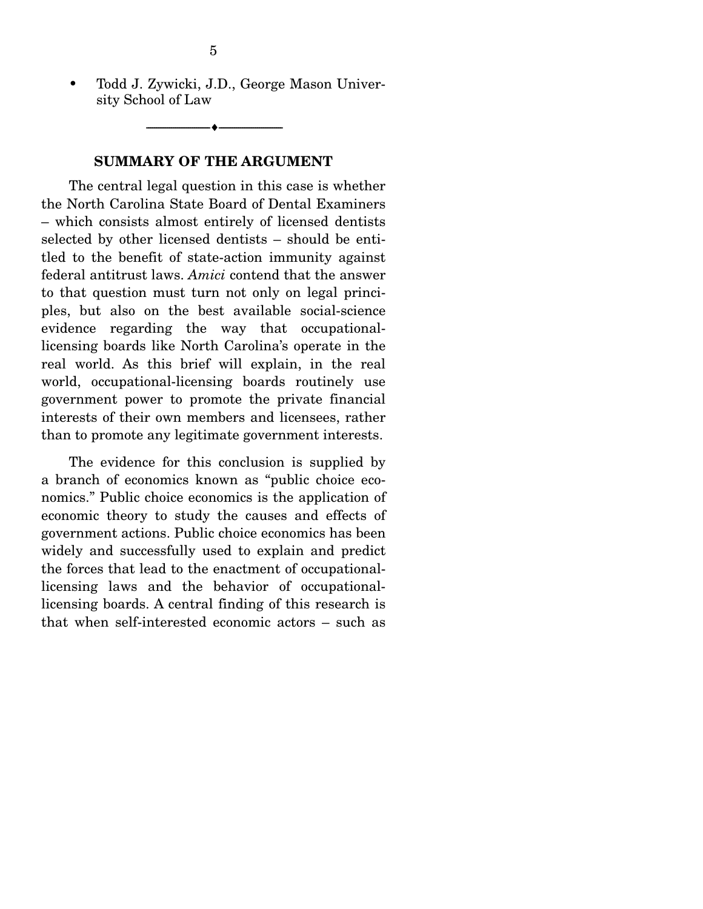- Todd J. Zywicki, J.D., George Mason University School of Law

---

## SUMMARY OF THE ARGUMENT

The central legal question in this case is whether the North Carolina State Board of Dental Examiners – which consists almost entirely of licensed dentists selected by other licensed dentists – should be entitled to the benefit of state-action immunity against federal antitrust laws. *Amici* contend that the answer to that question must turn not only on legal principles, but also on the best available social-science evidence regarding the way that occupational-licensing boards like North Carolina's operate in the real world. As this brief will explain, in the real world, occupational-licensing boards routinely use government power to promote the private financial interests of their own members and licensees, rather than to promote any legitimate government interests.

The evidence for this conclusion is supplied by a branch of economics known as "public choice economics." Public choice economics is the application of economic theory to study the causes and effects of government actions. Public choice economics has been widely and successfully used to explain and predict the forces that lead to the enactment of occupational-licensing laws and the behavior of occupational-licensing boards. A central finding of this research is that when self-interested economic actors – such as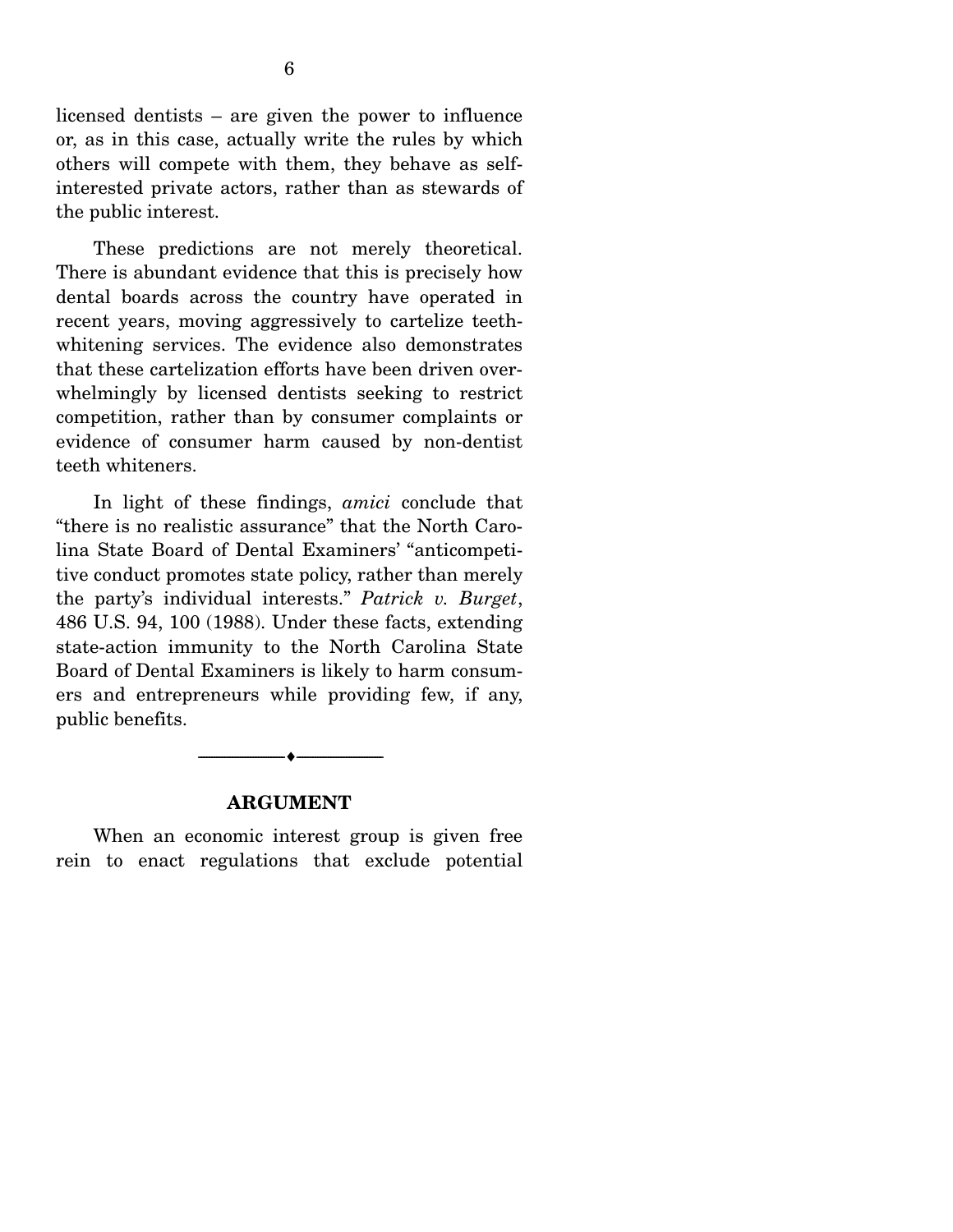licensed dentists – are given the power to influence or, as in this case, actually write the rules by which others will compete with them, they behave as self-interested private actors, rather than as stewards of the public interest.

These predictions are not merely theoretical. There is abundant evidence that this is precisely how dental boards across the country have operated in recent years, moving aggressively to cartelize teeth-whitening services. The evidence also demonstrates that these cartelization efforts have been driven overwhelmingly by licensed dentists seeking to restrict competition, rather than by consumer complaints or evidence of consumer harm caused by non-dentist teeth whiteners.

In light of these findings, *amici* conclude that "there is no realistic assurance" that the North Carolina State Board of Dental Examiners' "anticompetitive conduct promotes state policy, rather than merely the party's individual interests." *Patrick v. Burget*, 486 U.S. 94, 100 (1988). Under these facts, extending state-action immunity to the North Carolina State Board of Dental Examiners is likely to harm consumers and entrepreneurs while providing few, if any, public benefits.

---

## ARGUMENT

When an economic interest group is given free rein to enact regulations that exclude potential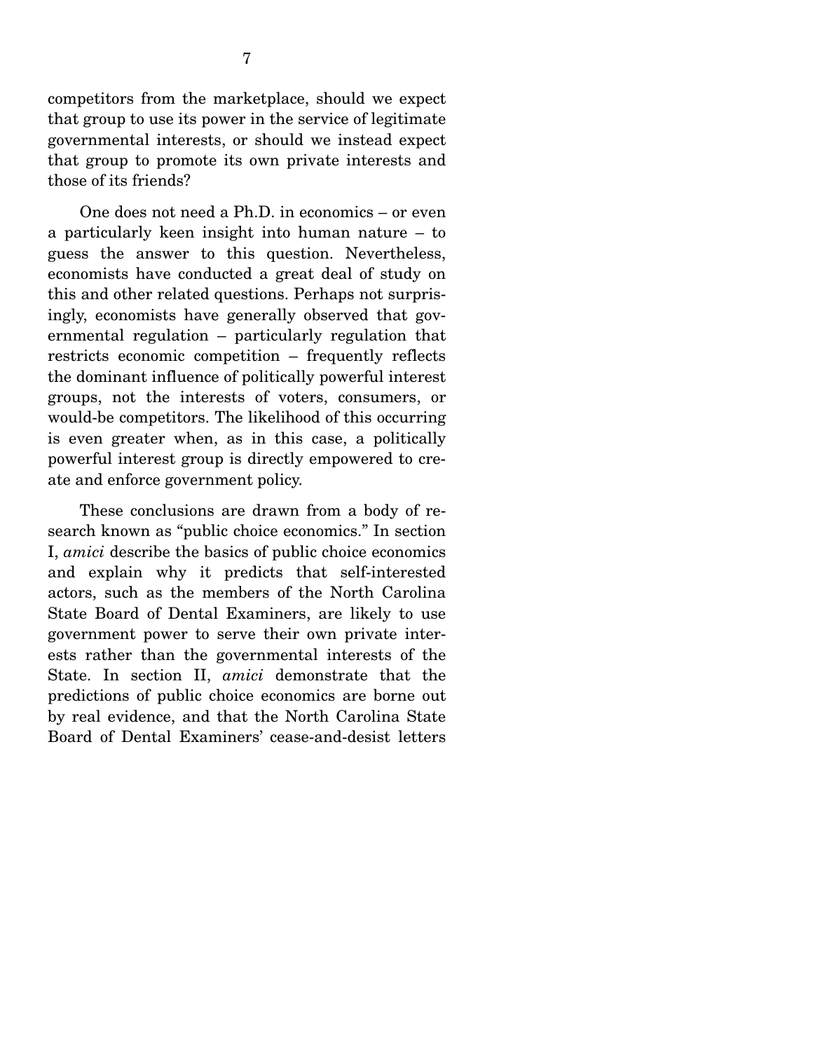competitors from the marketplace, should we expect that group to use its power in the service of legitimate governmental interests, or should we instead expect that group to promote its own private interests and those of its friends?

One does not need a Ph.D. in economics – or even a particularly keen insight into human nature – to guess the answer to this question. Nevertheless, economists have conducted a great deal of study on this and other related questions. Perhaps not surprisingly, economists have generally observed that governmental regulation – particularly regulation that restricts economic competition – frequently reflects the dominant influence of politically powerful interest groups, not the interests of voters, consumers, or would-be competitors. The likelihood of this occurring is even greater when, as in this case, a politically powerful interest group is directly empowered to create and enforce government policy.

These conclusions are drawn from a body of research known as "public choice economics." In section I, *amici* describe the basics of public choice economics and explain why it predicts that self-interested actors, such as the members of the North Carolina State Board of Dental Examiners, are likely to use government power to serve their own private interests rather than the governmental interests of the State. In section II, *amici* demonstrate that the predictions of public choice economics are borne out by real evidence, and that the North Carolina State Board of Dental Examiners' cease-and-desist letters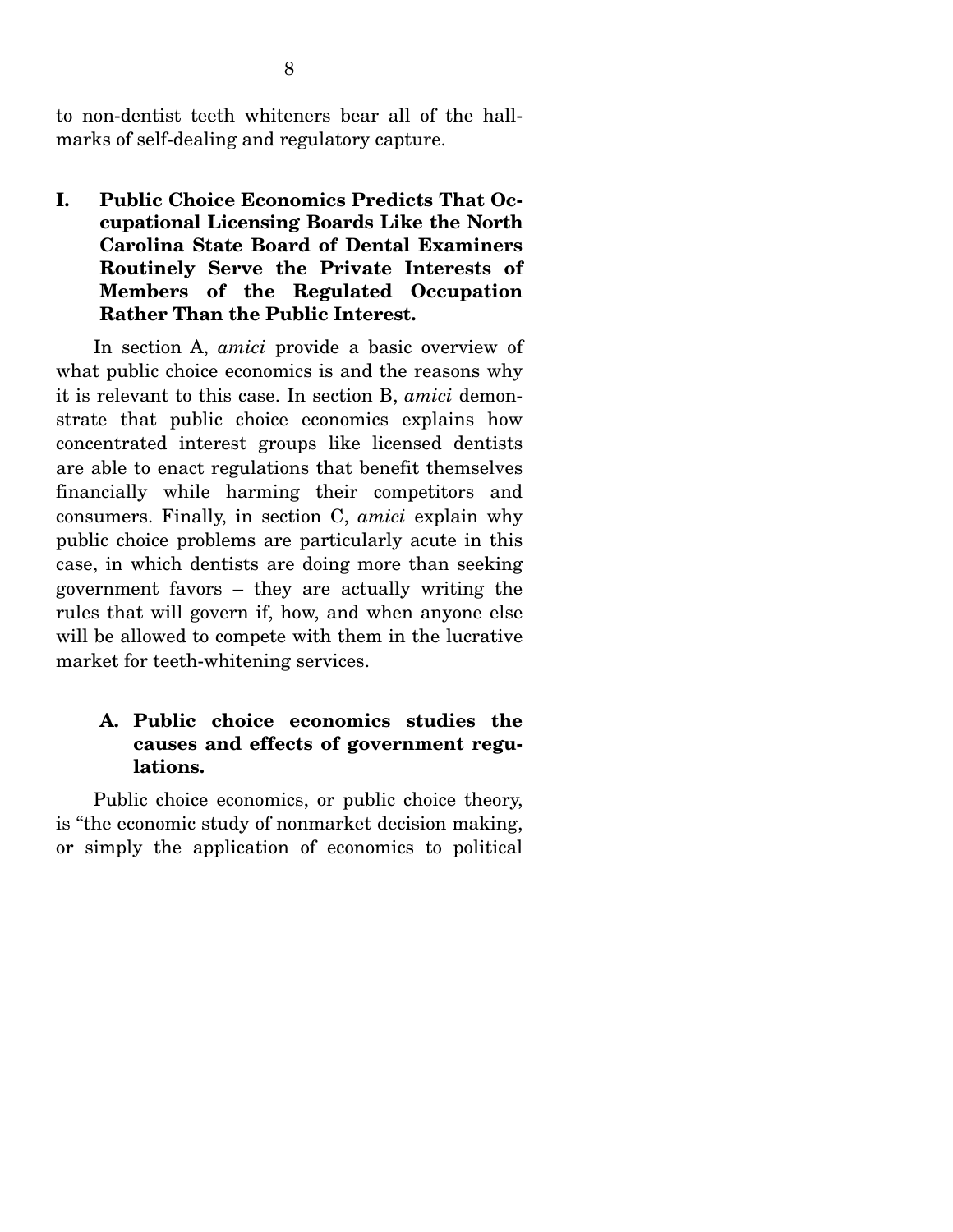to non-dentist teeth whiteners bear all of the hallmarks of self-dealing and regulatory capture.

## I. Public Choice Economics Predicts That Occupational Licensing Boards Like the North Carolina State Board of Dental Examiners Routinely Serve the Private Interests of Members of the Regulated Occupation Rather Than the Public Interest.

In section A, *amici* provide a basic overview of what public choice economics is and the reasons why it is relevant to this case. In section B, *amici* demonstrate that public choice economics explains how concentrated interest groups like licensed dentists are able to enact regulations that benefit themselves financially while harming their competitors and consumers. Finally, in section C, *amici* explain why public choice problems are particularly acute in this case, in which dentists are doing more than seeking government favors – they are actually writing the rules that will govern if, how, and when anyone else will be allowed to compete with them in the lucrative market for teeth-whitening services.

### A. Public choice economics studies the causes and effects of government regulations.

Public choice economics, or public choice theory, is "the economic study of nonmarket decision making, or simply the application of economics to political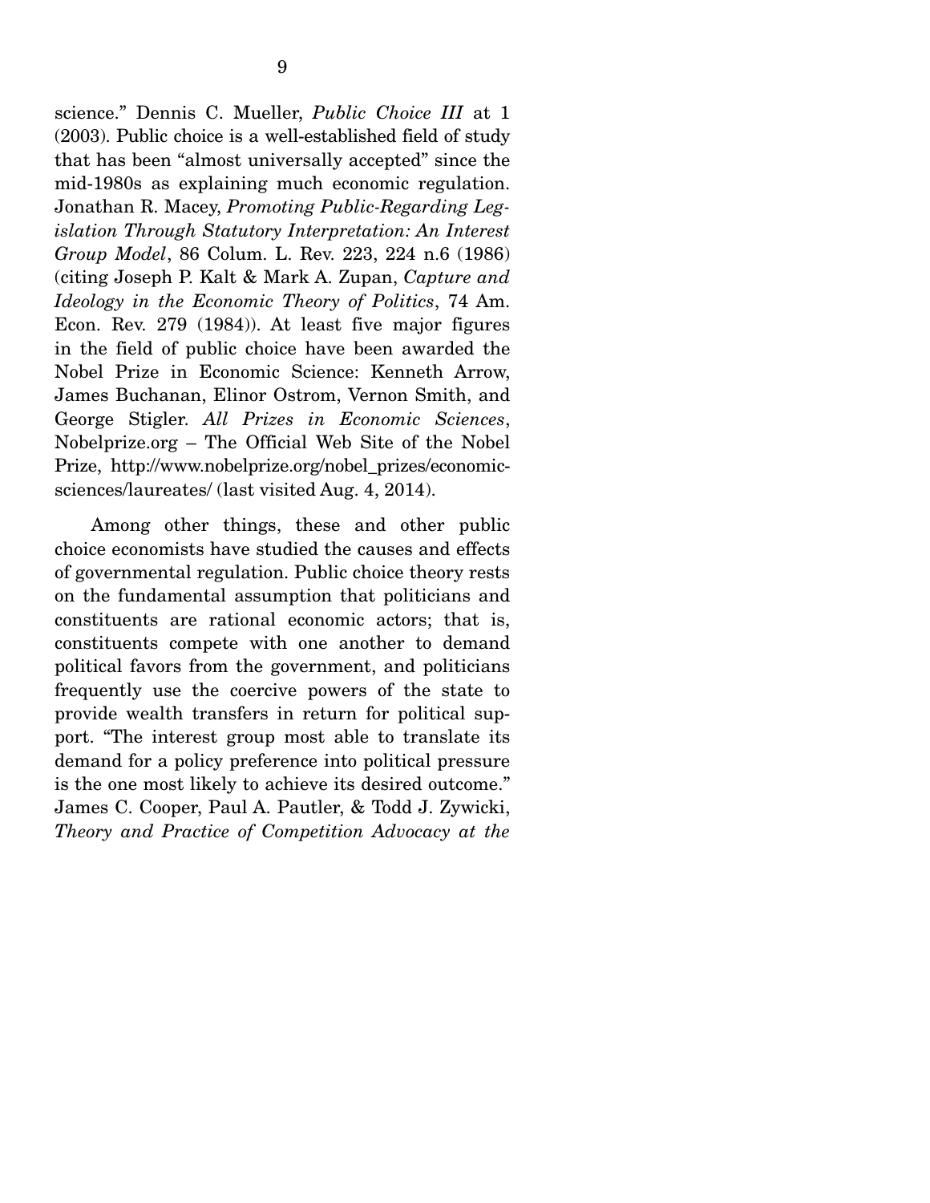science." Dennis C. Mueller, *Public Choice III* at 1 (2003). Public choice is a well-established field of study that has been "almost universally accepted" since the mid-1980s as explaining much economic regulation. Jonathan R. Macey, *Promoting Public-Regarding Legislation Through Statutory Interpretation: An Interest Group Model*, 86 Colum. L. Rev. 223, 224 n.6 (1986) (citing Joseph P. Kalt & Mark A. Zupan, *Capture and Ideology in the Economic Theory of Politics*, 74 Am. Econ. Rev. 279 (1984)). At least five major figures in the field of public choice have been awarded the Nobel Prize in Economic Science: Kenneth Arrow, James Buchanan, Elinor Ostrom, Vernon Smith, and George Stigler. *All Prizes in Economic Sciences*, Nobelprize.org – The Official Web Site of the Nobel Prize, http://www.nobelprize.org/nobel_prizes/economic-sciences/laureates/ (last visited Aug. 4, 2014).

Among other things, these and other public choice economists have studied the causes and effects of governmental regulation. Public choice theory rests on the fundamental assumption that politicians and constituents are rational economic actors; that is, constituents compete with one another to demand political favors from the government, and politicians frequently use the coercive powers of the state to provide wealth transfers in return for political support. "The interest group most able to translate its demand for a policy preference into political pressure is the one most likely to achieve its desired outcome." James C. Cooper, Paul A. Pautler, & Todd J. Zywicki, *Theory and Practice of Competition Advocacy at the*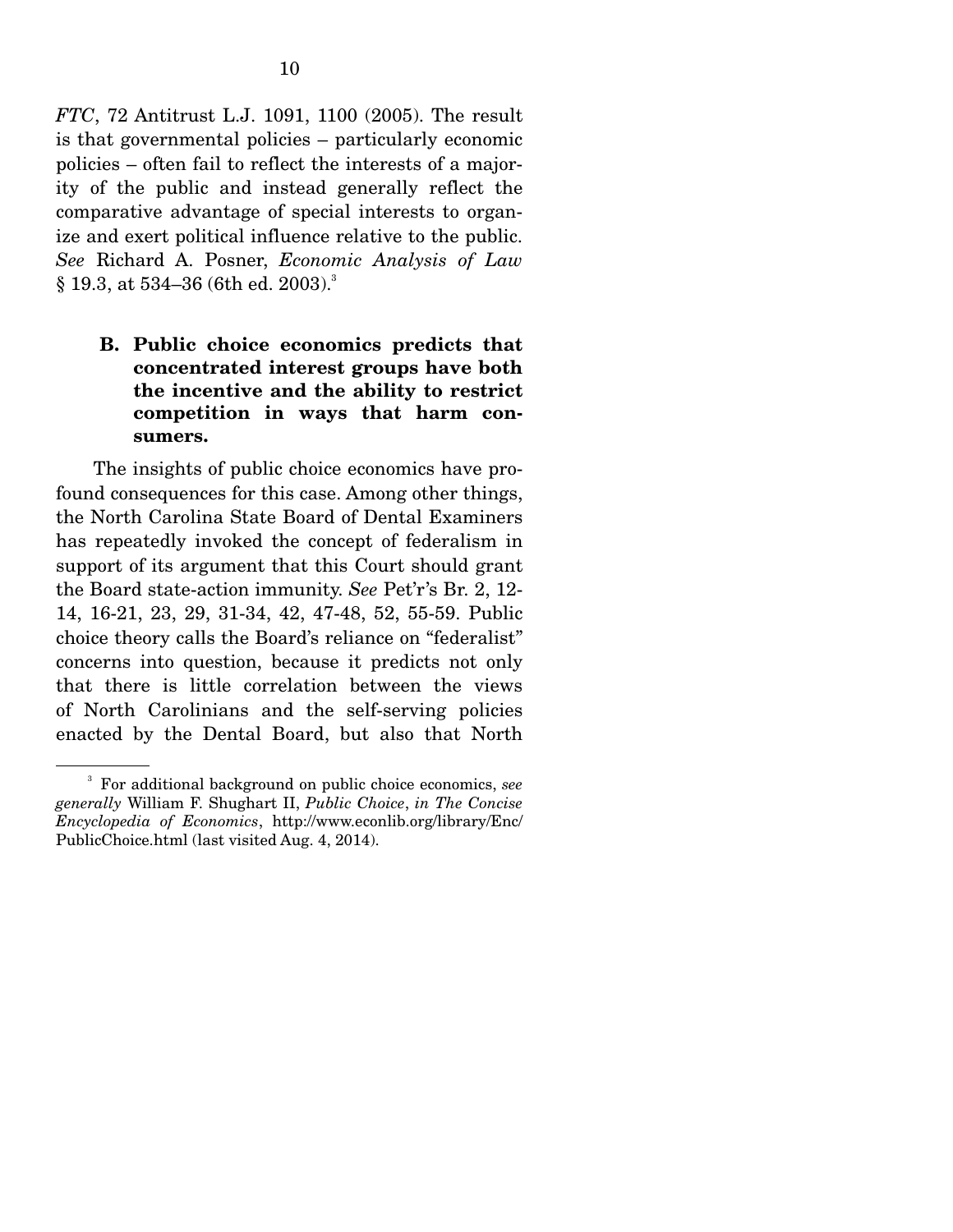*FTC*, 72 Antitrust L.J. 1091, 1100 (2005). The result is that governmental policies – particularly economic policies – often fail to reflect the interests of a majority of the public and instead generally reflect the comparative advantage of special interests to organize and exert political influence relative to the public. *See* Richard A. Posner, *Economic Analysis of Law* § 19.3, at 534–36 (6th ed. 2003).[3]

### B. Public choice economics predicts that concentrated interest groups have both the incentive and the ability to restrict competition in ways that harm consumers.

The insights of public choice economics have profound consequences for this case. Among other things, the North Carolina State Board of Dental Examiners has repeatedly invoked the concept of federalism in support of its argument that this Court should grant the Board state-action immunity. *See* Pet'r's Br. 2, 12-14, 16-21, 23, 29, 31-34, 42, 47-48, 52, 55-59. Public choice theory calls the Board's reliance on "federalist" concerns into question, because it predicts not only that there is little correlation between the views of North Carolinians and the self-serving policies enacted by the Dental Board, but also that North

---

[3] For additional background on public choice economics, *see generally* William F. Shughart II, *Public Choice*, *in The Concise Encyclopedia of Economics*, http://www.econlib.org/library/Enc/PublicChoice.html (last visited Aug. 4, 2014).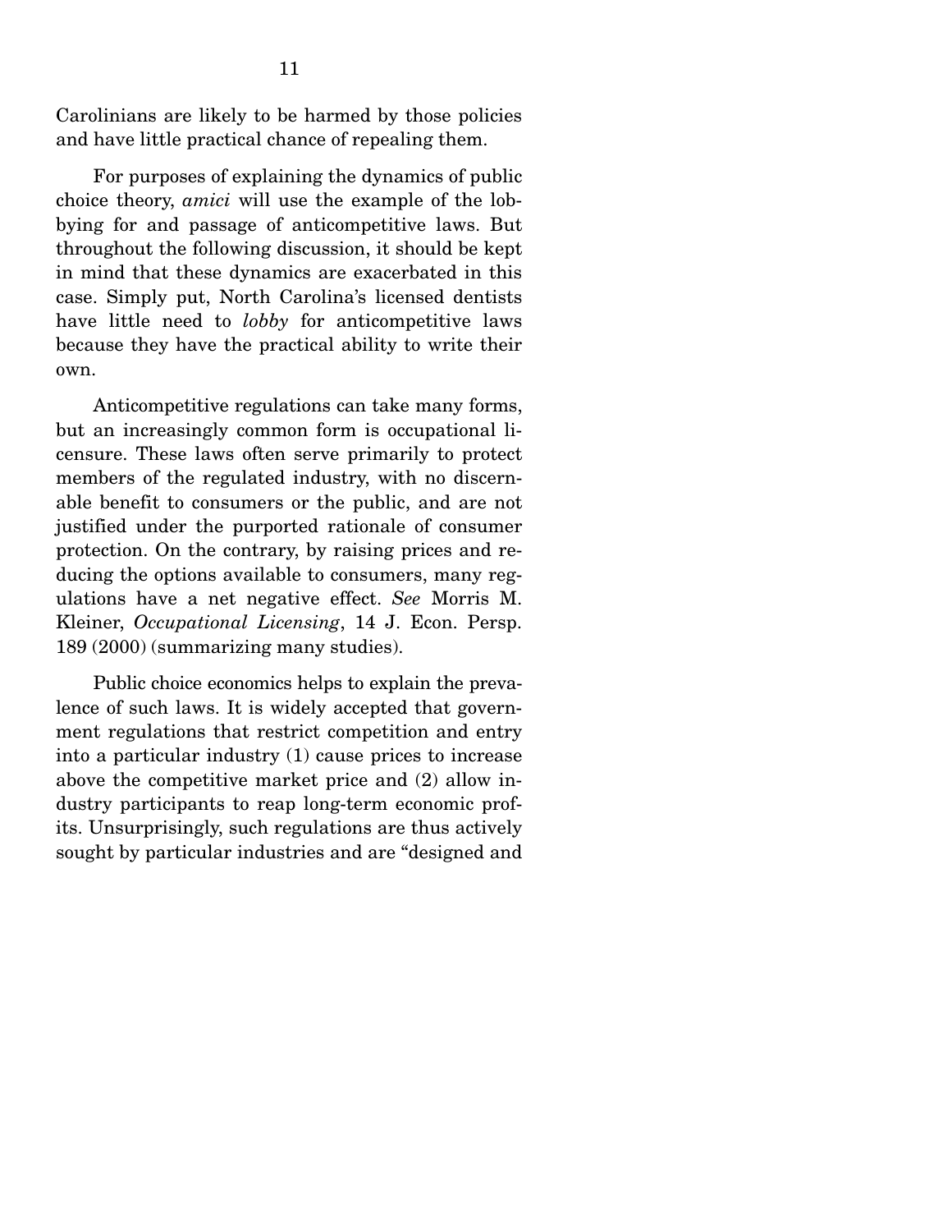Carolinians are likely to be harmed by those policies and have little practical chance of repealing them.

For purposes of explaining the dynamics of public choice theory, *amici* will use the example of the lobbying for and passage of anticompetitive laws. But throughout the following discussion, it should be kept in mind that these dynamics are exacerbated in this case. Simply put, North Carolina's licensed dentists have little need to *lobby* for anticompetitive laws because they have the practical ability to write their own.

Anticompetitive regulations can take many forms, but an increasingly common form is occupational licensure. These laws often serve primarily to protect members of the regulated industry, with no discernable benefit to consumers or the public, and are not justified under the purported rationale of consumer protection. On the contrary, by raising prices and reducing the options available to consumers, many regulations have a net negative effect. *See* Morris M. Kleiner, *Occupational Licensing*, 14 J. Econ. Persp. 189 (2000) (summarizing many studies).

Public choice economics helps to explain the prevalence of such laws. It is widely accepted that government regulations that restrict competition and entry into a particular industry (1) cause prices to increase above the competitive market price and (2) allow industry participants to reap long-term economic profits. Unsurprisingly, such regulations are thus actively sought by particular industries and are "designed and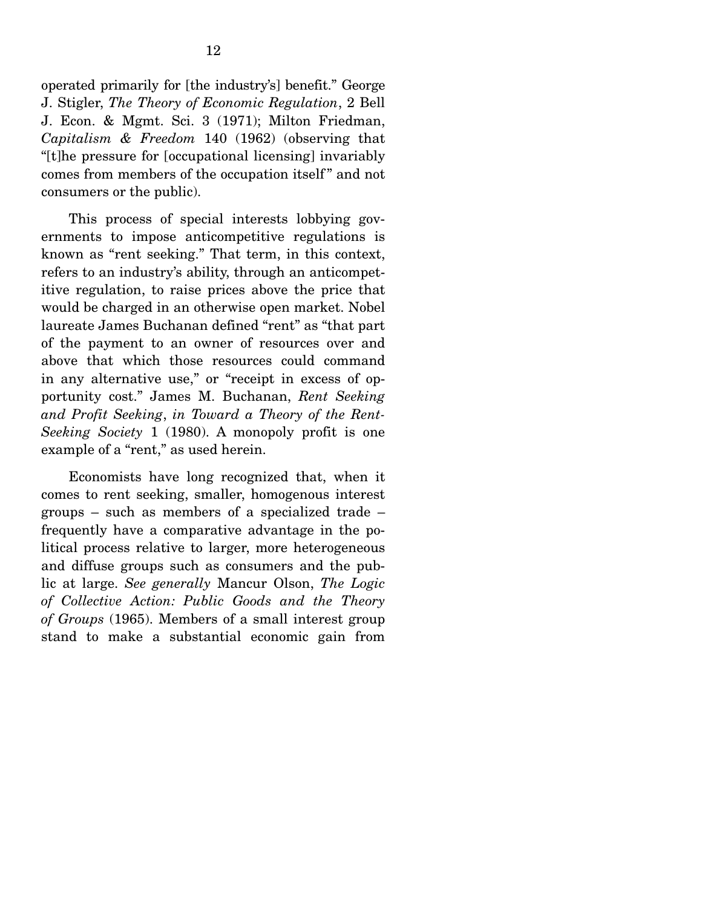operated primarily for [the industry's] benefit." George J. Stigler, *The Theory of Economic Regulation*, 2 Bell J. Econ. & Mgmt. Sci. 3 (1971); Milton Friedman, *Capitalism & Freedom* 140 (1962) (observing that "[t]he pressure for [occupational licensing] invariably comes from members of the occupation itself" and not consumers or the public).

This process of special interests lobbying governments to impose anticompetitive regulations is known as "rent seeking." That term, in this context, refers to an industry's ability, through an anticompetitive regulation, to raise prices above the price that would be charged in an otherwise open market. Nobel laureate James Buchanan defined "rent" as "that part of the payment to an owner of resources over and above that which those resources could command in any alternative use," or "receipt in excess of opportunity cost." James M. Buchanan, *Rent Seeking and Profit Seeking*, *in Toward a Theory of the Rent-Seeking Society* 1 (1980). A monopoly profit is one example of a "rent," as used herein.

Economists have long recognized that, when it comes to rent seeking, smaller, homogenous interest groups – such as members of a specialized trade – frequently have a comparative advantage in the political process relative to larger, more heterogeneous and diffuse groups such as consumers and the public at large. *See generally* Mancur Olson, *The Logic of Collective Action: Public Goods and the Theory of Groups* (1965). Members of a small interest group stand to make a substantial economic gain from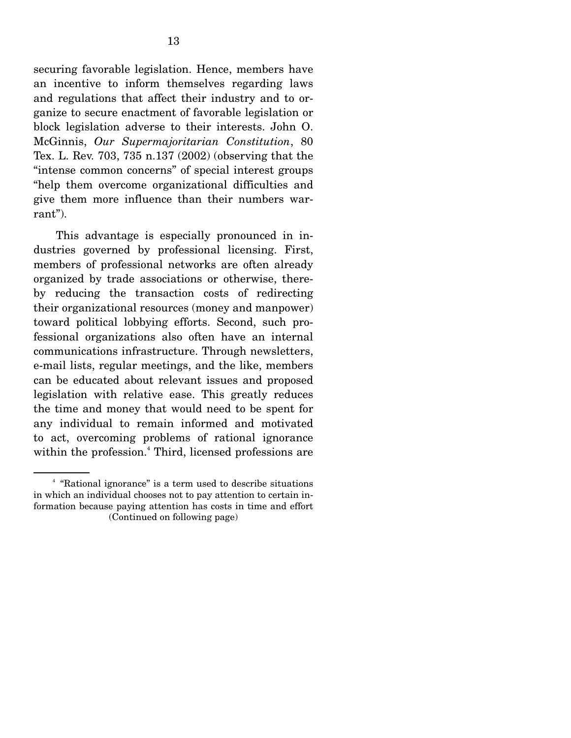securing favorable legislation. Hence, members have an incentive to inform themselves regarding laws and regulations that affect their industry and to organize to secure enactment of favorable legislation or block legislation adverse to their interests. John O. McGinnis, *Our Supermajoritarian Constitution*, 80 Tex. L. Rev. 703, 735 n.137 (2002) (observing that the "intense common concerns" of special interest groups "help them overcome organizational difficulties and give them more influence than their numbers warrant").

This advantage is especially pronounced in industries governed by professional licensing. First, members of professional networks are often already organized by trade associations or otherwise, thereby reducing the transaction costs of redirecting their organizational resources (money and manpower) toward political lobbying efforts. Second, such professional organizations also often have an internal communications infrastructure. Through newsletters, e-mail lists, regular meetings, and the like, members can be educated about relevant issues and proposed legislation with relative ease. This greatly reduces the time and money that would need to be spent for any individual to remain informed and motivated to act, overcoming problems of rational ignorance within the profession.[4] Third, licensed professions are

---

[4] "Rational ignorance" is a term used to describe situations in which an individual chooses not to pay attention to certain information because paying attention has costs in time and effort

(Continued on following page)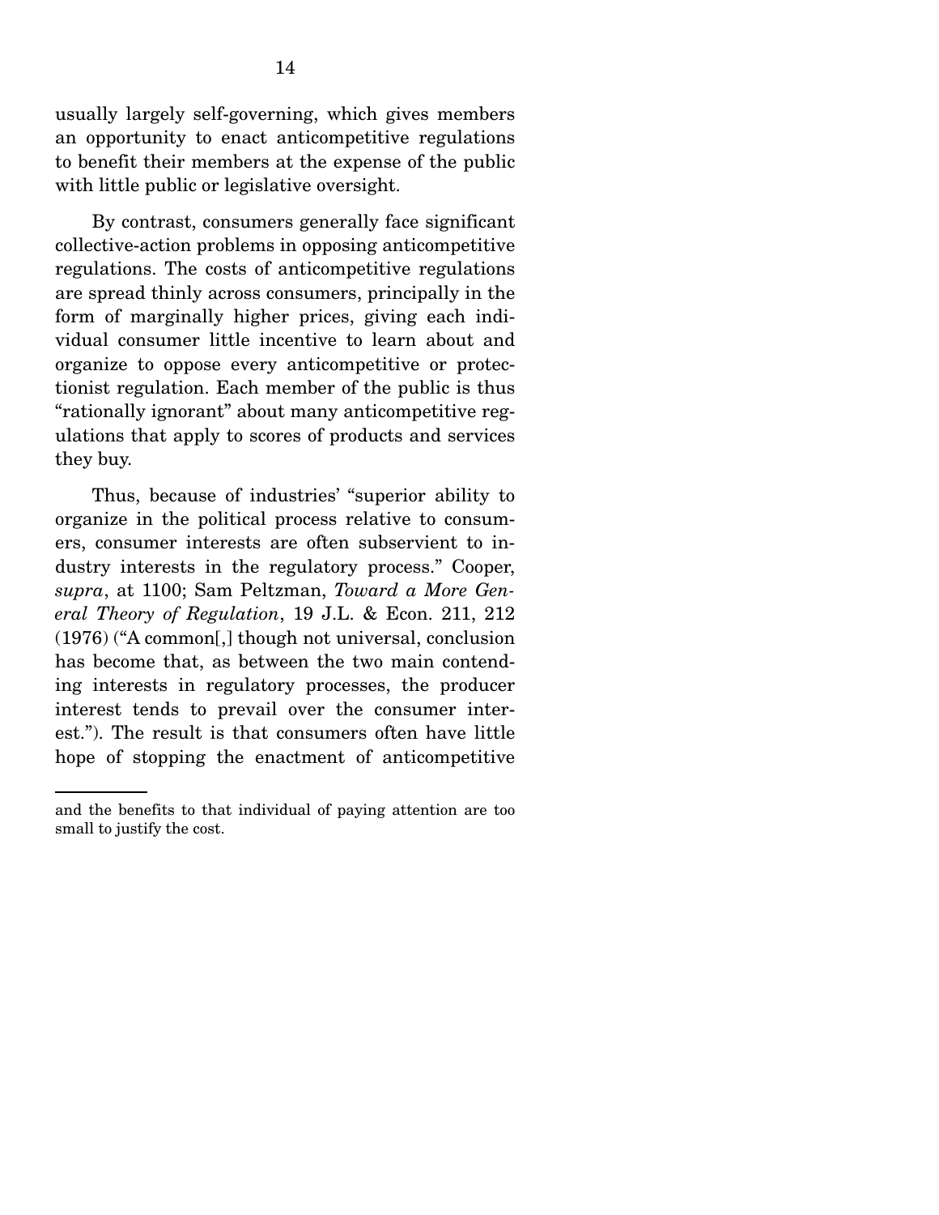usually largely self-governing, which gives members an opportunity to enact anticompetitive regulations to benefit their members at the expense of the public with little public or legislative oversight.

By contrast, consumers generally face significant collective-action problems in opposing anticompetitive regulations. The costs of anticompetitive regulations are spread thinly across consumers, principally in the form of marginally higher prices, giving each individual consumer little incentive to learn about and organize to oppose every anticompetitive or protectionist regulation. Each member of the public is thus "rationally ignorant" about many anticompetitive regulations that apply to scores of products and services they buy.

Thus, because of industries' "superior ability to organize in the political process relative to consumers, consumer interests are often subservient to industry interests in the regulatory process." Cooper, *supra*, at 1100; Sam Peltzman, *Toward a More General Theory of Regulation*, 19 J.L. & Econ. 211, 212 (1976) ("A common[,] though not universal, conclusion has become that, as between the two main contending interests in regulatory processes, the producer interest tends to prevail over the consumer interest."). The result is that consumers often have little hope of stopping the enactment of anticompetitive

---

and the benefits to that individual of paying attention are too small to justify the cost.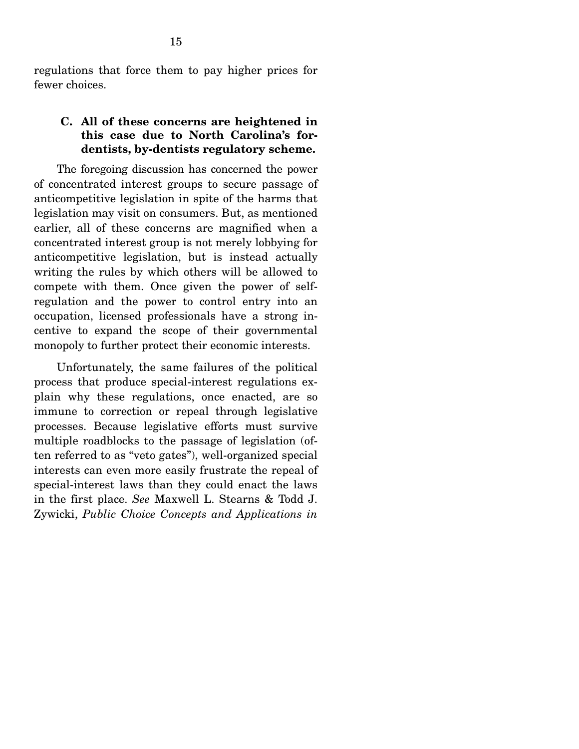regulations that force them to pay higher prices for fewer choices.

### C. All of these concerns are heightened in this case due to North Carolina's for-dentists, by-dentists regulatory scheme.

The foregoing discussion has concerned the power of concentrated interest groups to secure passage of anticompetitive legislation in spite of the harms that legislation may visit on consumers. But, as mentioned earlier, all of these concerns are magnified when a concentrated interest group is not merely lobbying for anticompetitive legislation, but is instead actually writing the rules by which others will be allowed to compete with them. Once given the power of self-regulation and the power to control entry into an occupation, licensed professionals have a strong incentive to expand the scope of their governmental monopoly to further protect their economic interests.

Unfortunately, the same failures of the political process that produce special-interest regulations explain why these regulations, once enacted, are so immune to correction or repeal through legislative processes. Because legislative efforts must survive multiple roadblocks to the passage of legislation (often referred to as "veto gates"), well-organized special interests can even more easily frustrate the repeal of special-interest laws than they could enact the laws in the first place. *See* Maxwell L. Stearns & Todd J. Zywicki, *Public Choice Concepts and Applications in*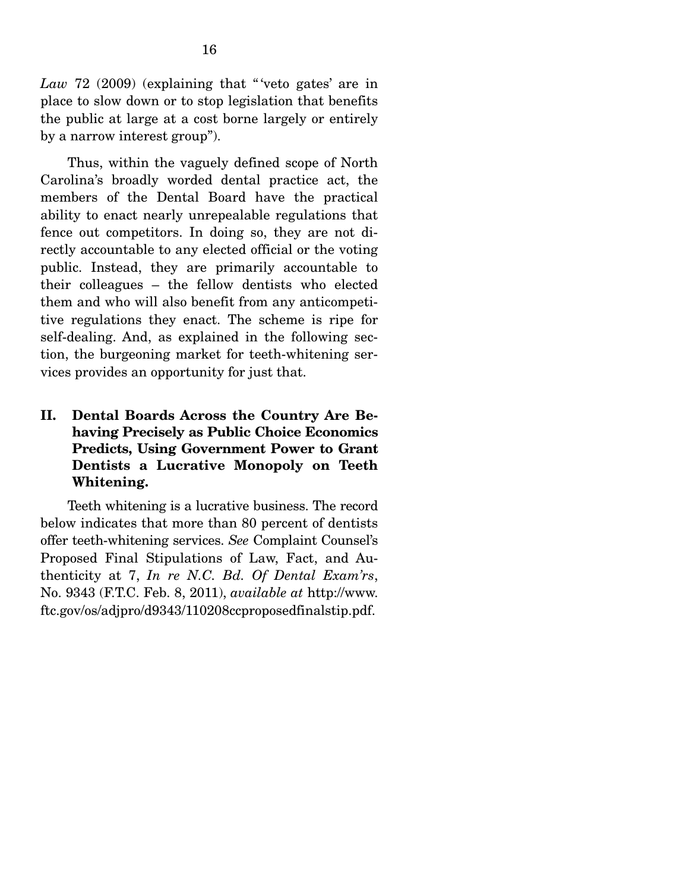*Law* 72 (2009) (explaining that "'veto gates' are in place to slow down or to stop legislation that benefits the public at large at a cost borne largely or entirely by a narrow interest group").

Thus, within the vaguely defined scope of North Carolina's broadly worded dental practice act, the members of the Dental Board have the practical ability to enact nearly unrepealable regulations that fence out competitors. In doing so, they are not directly accountable to any elected official or the voting public. Instead, they are primarily accountable to their colleagues – the fellow dentists who elected them and who will also benefit from any anticompetitive regulations they enact. The scheme is ripe for self-dealing. And, as explained in the following section, the burgeoning market for teeth-whitening services provides an opportunity for just that.

## II. Dental Boards Across the Country Are Behaving Precisely as Public Choice Economics Predicts, Using Government Power to Grant Dentists a Lucrative Monopoly on Teeth Whitening.

Teeth whitening is a lucrative business. The record below indicates that more than 80 percent of dentists offer teeth-whitening services. *See* Complaint Counsel's Proposed Final Stipulations of Law, Fact, and Authenticity at 7, *In re N.C. Bd. Of Dental Exam'rs*, No. 9343 (F.T.C. Feb. 8, 2011), *available at* http://www.ftc.gov/os/adjpro/d9343/110208ccproposedfinalstip.pdf.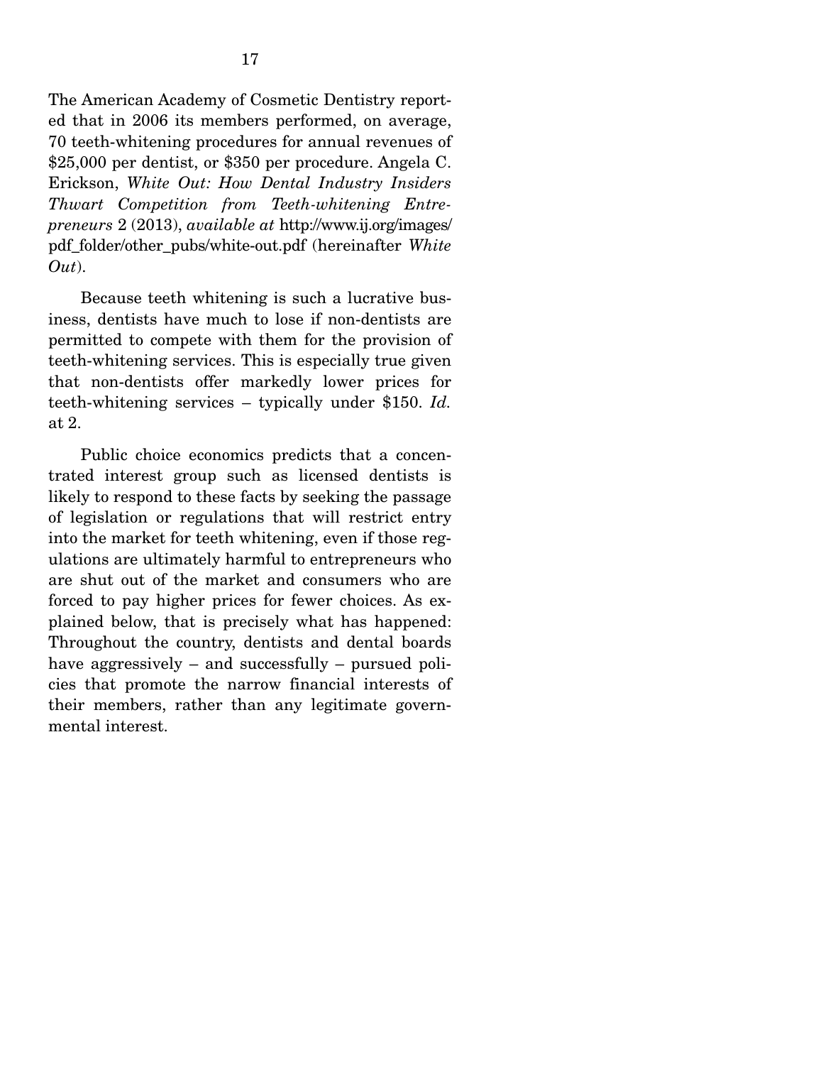The American Academy of Cosmetic Dentistry reported that in 2006 its members performed, on average, 70 teeth-whitening procedures for annual revenues of $25,000 per dentist, or $350 per procedure. Angela C. Erickson, *White Out: How Dental Industry Insiders Thwart Competition from Teeth-whitening Entrepreneurs* 2 (2013), *available at* http://www.ij.org/images/pdf_folder/other_pubs/white-out.pdf (hereinafter *White Out*).

Because teeth whitening is such a lucrative business, dentists have much to lose if non-dentists are permitted to compete with them for the provision of teeth-whitening services. This is especially true given that non-dentists offer markedly lower prices for teeth-whitening services – typically under $150. *Id.* at 2.

Public choice economics predicts that a concentrated interest group such as licensed dentists is likely to respond to these facts by seeking the passage of legislation or regulations that will restrict entry into the market for teeth whitening, even if those regulations are ultimately harmful to entrepreneurs who are shut out of the market and consumers who are forced to pay higher prices for fewer choices. As explained below, that is precisely what has happened: Throughout the country, dentists and dental boards have aggressively – and successfully – pursued policies that promote the narrow financial interests of their members, rather than any legitimate governmental interest.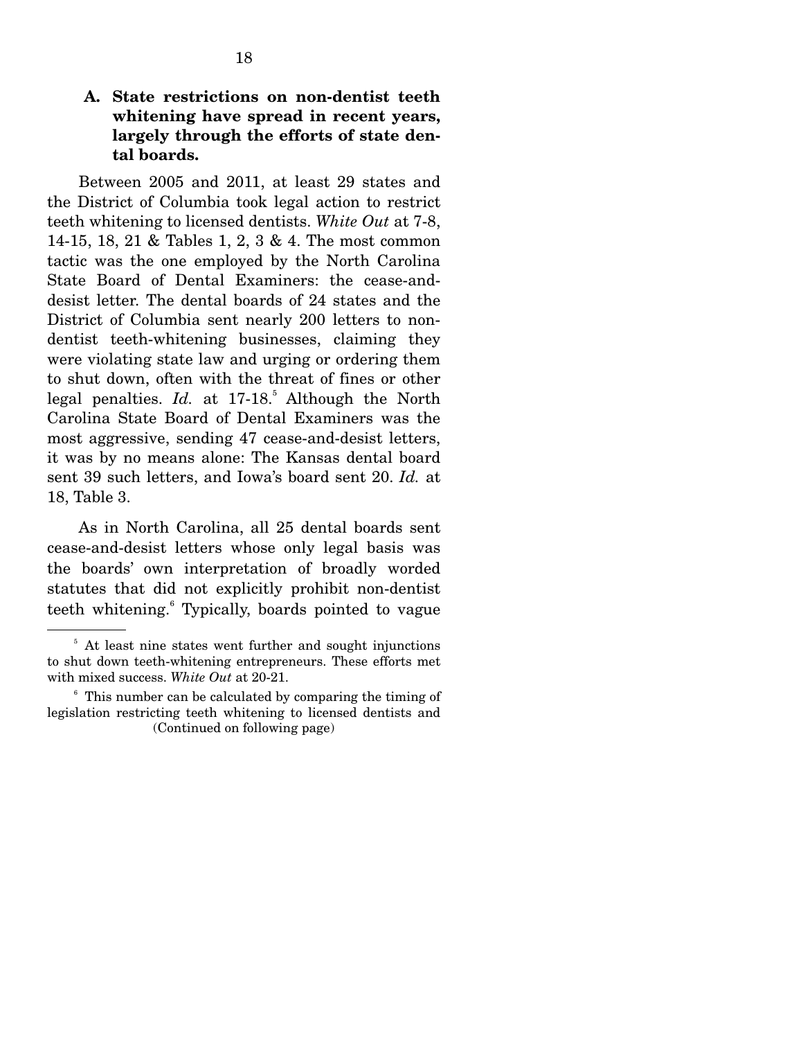### A. State restrictions on non-dentist teeth whitening have spread in recent years, largely through the efforts of state dental boards.

Between 2005 and 2011, at least 29 states and the District of Columbia took legal action to restrict teeth whitening to licensed dentists. *White Out* at 7-8, 14-15, 18, 21 & Tables 1, 2, 3 & 4. The most common tactic was the one employed by the North Carolina State Board of Dental Examiners: the cease-and-desist letter. The dental boards of 24 states and the District of Columbia sent nearly 200 letters to non-dentist teeth-whitening businesses, claiming they were violating state law and urging or ordering them to shut down, often with the threat of fines or other legal penalties. *Id.* at 17-18.[5] Although the North Carolina State Board of Dental Examiners was the most aggressive, sending 47 cease-and-desist letters, it was by no means alone: The Kansas dental board sent 39 such letters, and Iowa's board sent 20. *Id.* at 18, Table 3.

As in North Carolina, all 25 dental boards sent cease-and-desist letters whose only legal basis was the boards' own interpretation of broadly worded statutes that did not explicitly prohibit non-dentist teeth whitening.[6] Typically, boards pointed to vague

---

[5] At least nine states went further and sought injunctions to shut down teeth-whitening entrepreneurs. These efforts met with mixed success. *White Out* at 20-21.

[6] This number can be calculated by comparing the timing of legislation restricting teeth whitening to licensed dentists and (Continued on following page)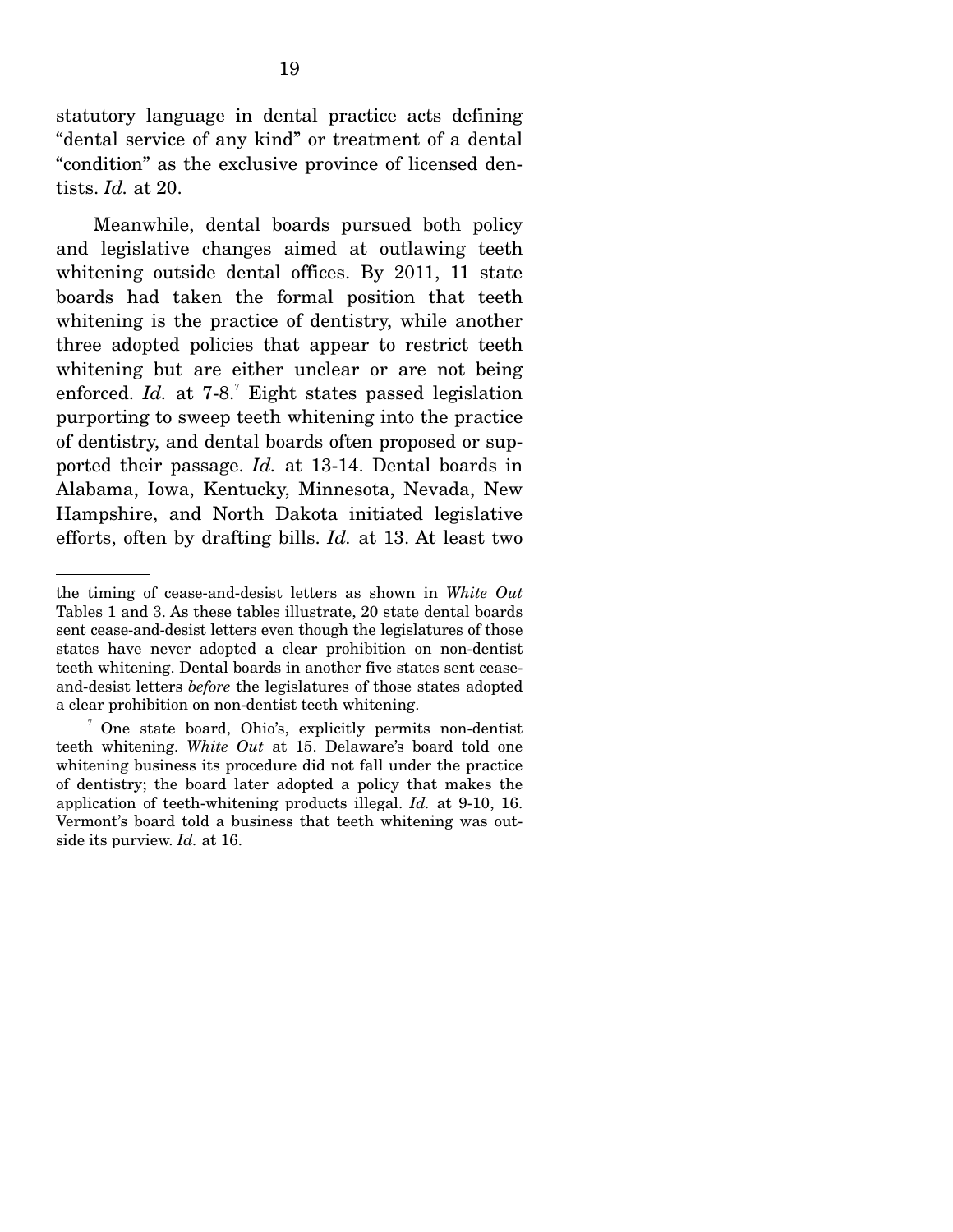statutory language in dental practice acts defining "dental service of any kind" or treatment of a dental "condition" as the exclusive province of licensed dentists. *Id.* at 20.

Meanwhile, dental boards pursued both policy and legislative changes aimed at outlawing teeth whitening outside dental offices. By 2011, 11 state boards had taken the formal position that teeth whitening is the practice of dentistry, while another three adopted policies that appear to restrict teeth whitening but are either unclear or are not being enforced. *Id.* at 7-8.[7] Eight states passed legislation purporting to sweep teeth whitening into the practice of dentistry, and dental boards often proposed or supported their passage. *Id.* at 13-14. Dental boards in Alabama, Iowa, Kentucky, Minnesota, Nevada, New Hampshire, and North Dakota initiated legislative efforts, often by drafting bills. *Id.* at 13. At least two

---

the timing of cease-and-desist letters as shown in *White Out* Tables 1 and 3. As these tables illustrate, 20 state dental boards sent cease-and-desist letters even though the legislatures of those states have never adopted a clear prohibition on non-dentist teeth whitening. Dental boards in another five states sent cease-and-desist letters *before* the legislatures of those states adopted a clear prohibition on non-dentist teeth whitening.

[7] One state board, Ohio's, explicitly permits non-dentist teeth whitening. *White Out* at 15. Delaware's board told one whitening business its procedure did not fall under the practice of dentistry; the board later adopted a policy that makes the application of teeth-whitening products illegal. *Id.* at 9-10, 16. Vermont's board told a business that teeth whitening was outside its purview. *Id.* at 16.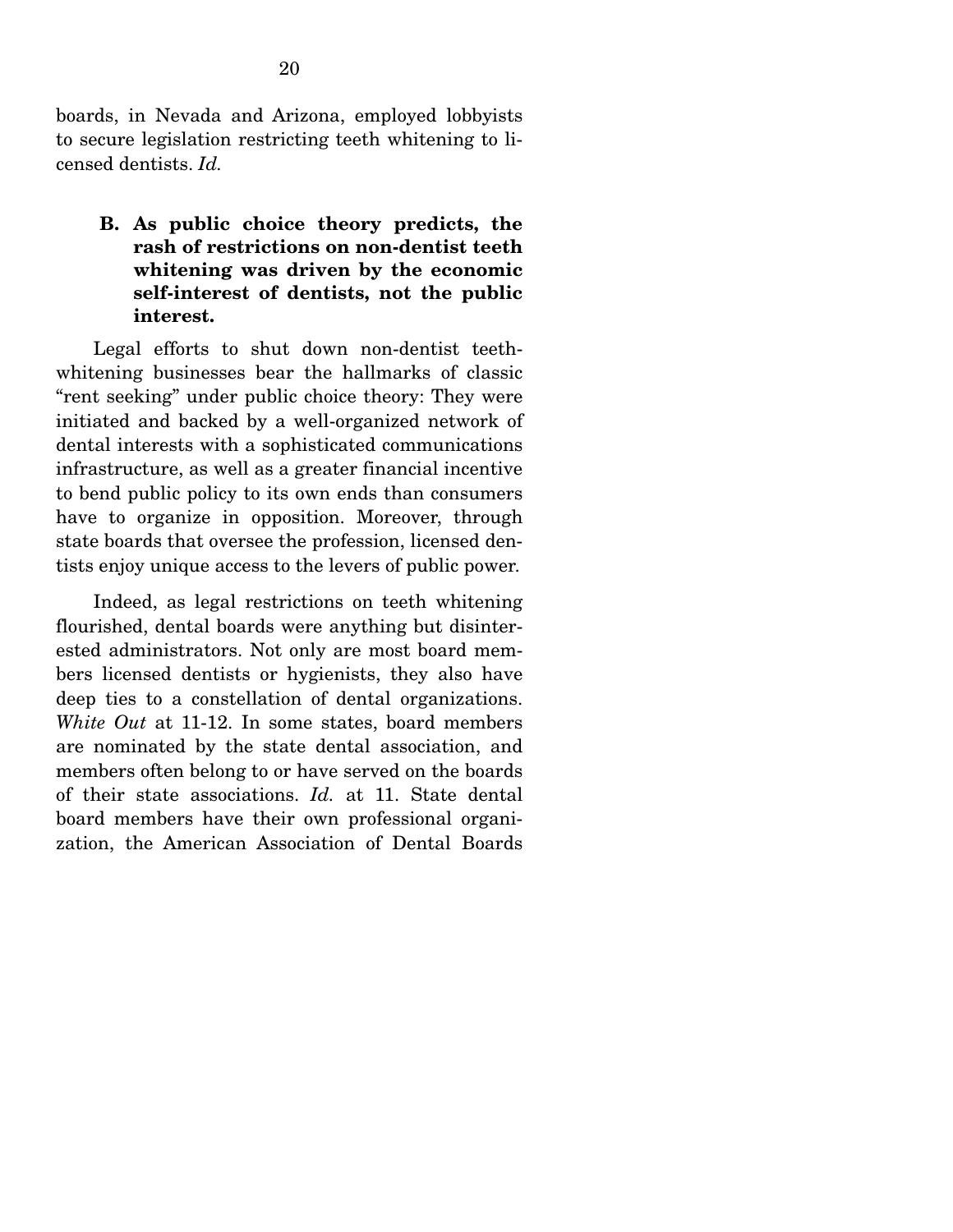boards, in Nevada and Arizona, employed lobbyists to secure legislation restricting teeth whitening to licensed dentists. *Id.*

### B. As public choice theory predicts, the rash of restrictions on non-dentist teeth whitening was driven by the economic self-interest of dentists, not the public interest.

Legal efforts to shut down non-dentist teeth-whitening businesses bear the hallmarks of classic "rent seeking" under public choice theory: They were initiated and backed by a well-organized network of dental interests with a sophisticated communications infrastructure, as well as a greater financial incentive to bend public policy to its own ends than consumers have to organize in opposition. Moreover, through state boards that oversee the profession, licensed dentists enjoy unique access to the levers of public power.

Indeed, as legal restrictions on teeth whitening flourished, dental boards were anything but disinterested administrators. Not only are most board members licensed dentists or hygienists, they also have deep ties to a constellation of dental organizations. *White Out* at 11-12. In some states, board members are nominated by the state dental association, and members often belong to or have served on the boards of their state associations. *Id.* at 11. State dental board members have their own professional organization, the American Association of Dental Boards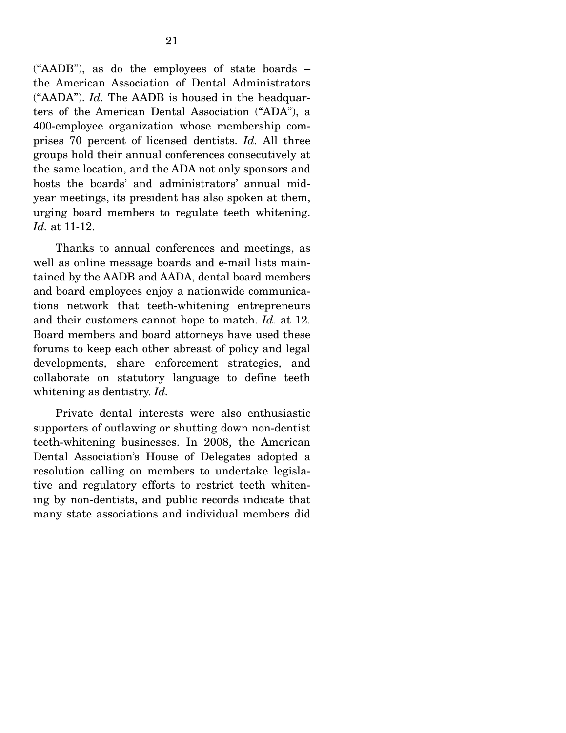("AADB"), as do the employees of state boards – the American Association of Dental Administrators ("AADA"). *Id.* The AADB is housed in the headquarters of the American Dental Association ("ADA"), a 400-employee organization whose membership comprises 70 percent of licensed dentists. *Id.* All three groups hold their annual conferences consecutively at the same location, and the ADA not only sponsors and hosts the boards' and administrators' annual midyear meetings, its president has also spoken at them, urging board members to regulate teeth whitening. *Id.* at 11-12.

Thanks to annual conferences and meetings, as well as online message boards and e-mail lists maintained by the AADB and AADA, dental board members and board employees enjoy a nationwide communications network that teeth-whitening entrepreneurs and their customers cannot hope to match. *Id.* at 12. Board members and board attorneys have used these forums to keep each other abreast of policy and legal developments, share enforcement strategies, and collaborate on statutory language to define teeth whitening as dentistry. *Id.*

Private dental interests were also enthusiastic supporters of outlawing or shutting down non-dentist teeth-whitening businesses. In 2008, the American Dental Association's House of Delegates adopted a resolution calling on members to undertake legislative and regulatory efforts to restrict teeth whitening by non-dentists, and public records indicate that many state associations and individual members did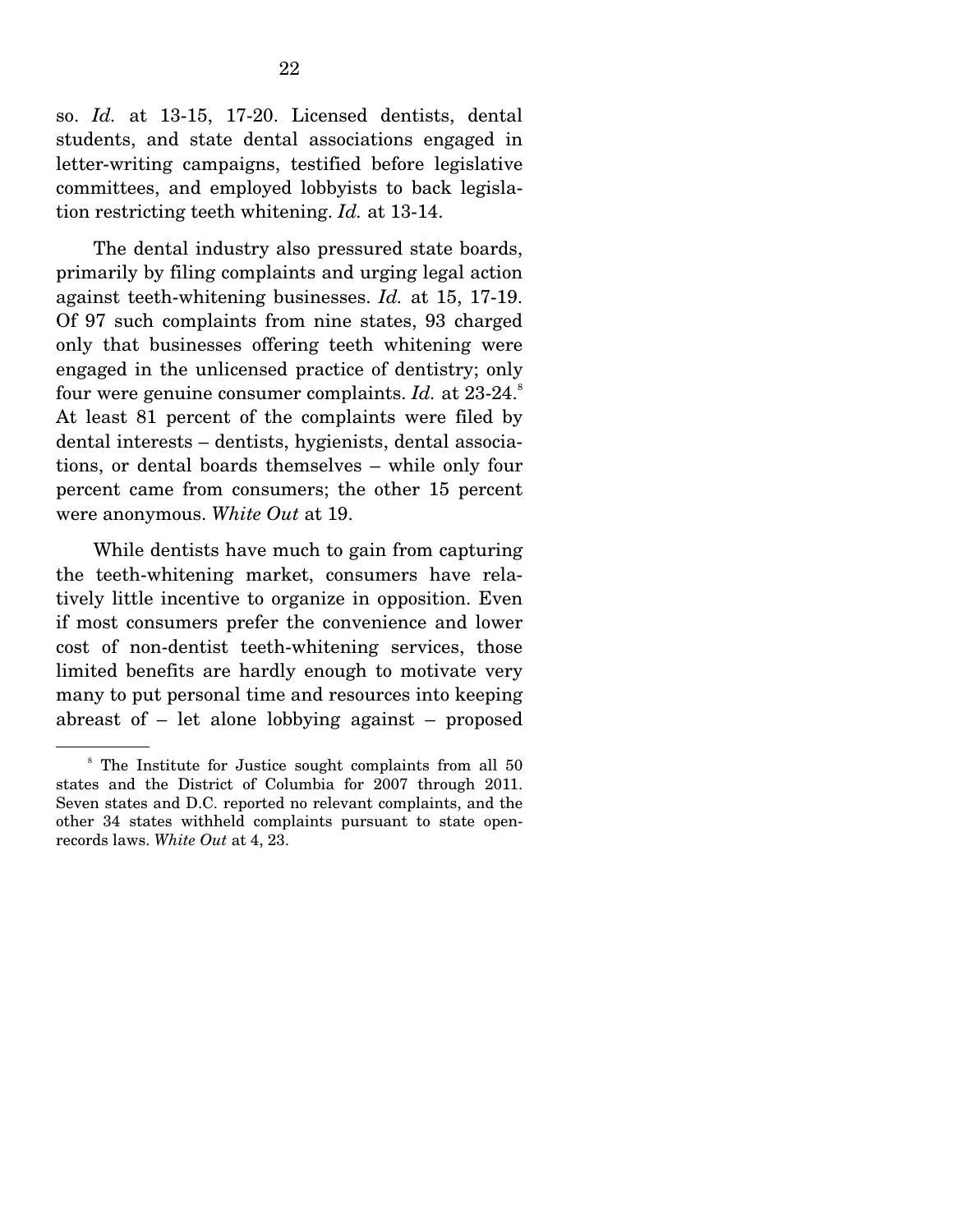so. *Id.* at 13-15, 17-20. Licensed dentists, dental students, and state dental associations engaged in letter-writing campaigns, testified before legislative committees, and employed lobbyists to back legislation restricting teeth whitening. *Id.* at 13-14.

The dental industry also pressured state boards, primarily by filing complaints and urging legal action against teeth-whitening businesses. *Id.* at 15, 17-19. Of 97 such complaints from nine states, 93 charged only that businesses offering teeth whitening were engaged in the unlicensed practice of dentistry; only four were genuine consumer complaints. *Id.* at 23-24.[8] At least 81 percent of the complaints were filed by dental interests – dentists, hygienists, dental associations, or dental boards themselves – while only four percent came from consumers; the other 15 percent were anonymous. *White Out* at 19.

While dentists have much to gain from capturing the teeth-whitening market, consumers have relatively little incentive to organize in opposition. Even if most consumers prefer the convenience and lower cost of non-dentist teeth-whitening services, those limited benefits are hardly enough to motivate very many to put personal time and resources into keeping abreast of – let alone lobbying against – proposed

---

[8] The Institute for Justice sought complaints from all 50 states and the District of Columbia for 2007 through 2011. Seven states and D.C. reported no relevant complaints, and the other 34 states withheld complaints pursuant to state open-records laws. *White Out* at 4, 23.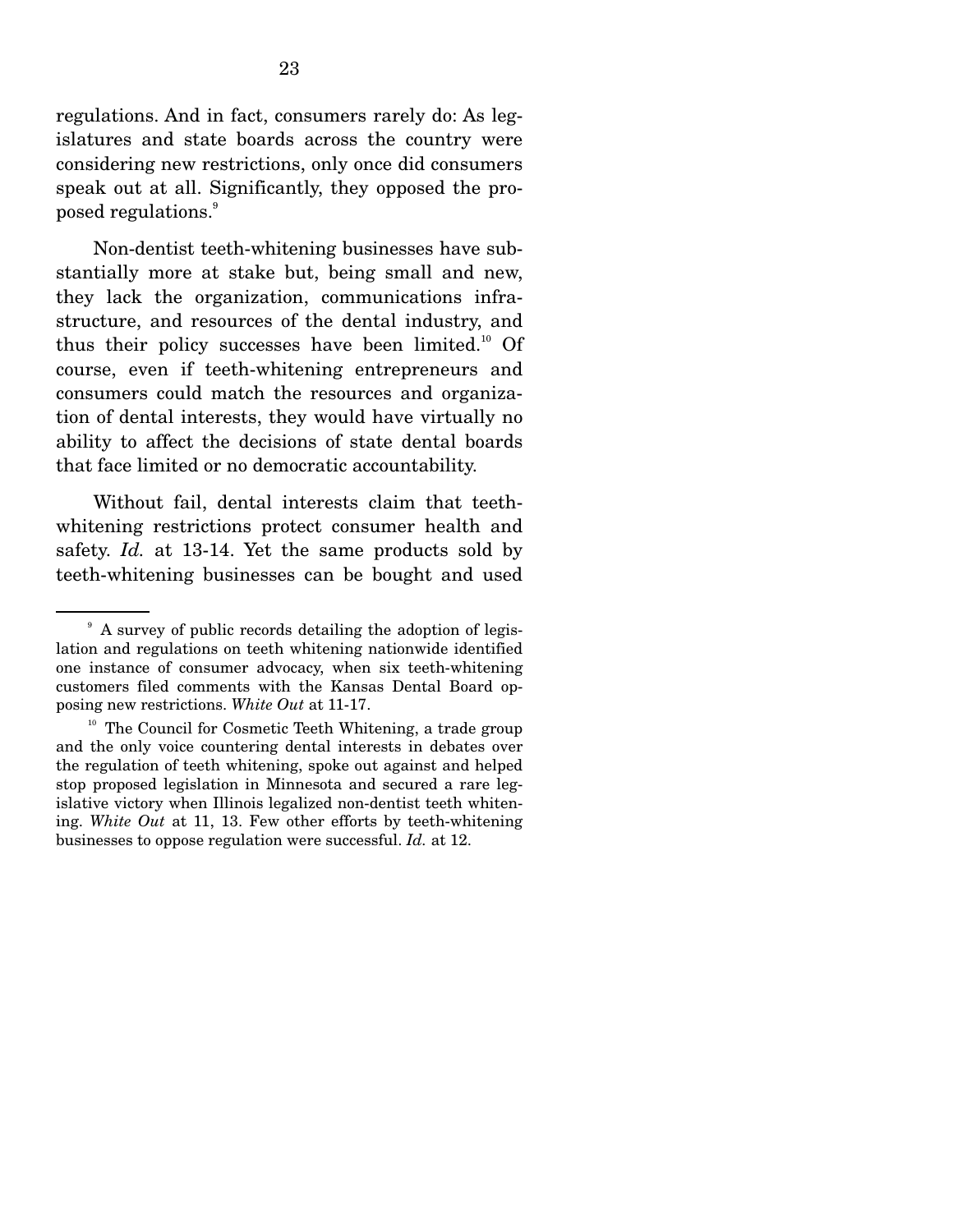regulations. And in fact, consumers rarely do: As legislatures and state boards across the country were considering new restrictions, only once did consumers speak out at all. Significantly, they opposed the proposed regulations.[9]

Non-dentist teeth-whitening businesses have substantially more at stake but, being small and new, they lack the organization, communications infrastructure, and resources of the dental industry, and thus their policy successes have been limited.[10] Of course, even if teeth-whitening entrepreneurs and consumers could match the resources and organization of dental interests, they would have virtually no ability to affect the decisions of state dental boards that face limited or no democratic accountability.

Without fail, dental interests claim that teeth-whitening restrictions protect consumer health and safety. *Id.* at 13-14. Yet the same products sold by teeth-whitening businesses can be bought and used

---

[9] A survey of public records detailing the adoption of legislation and regulations on teeth whitening nationwide identified one instance of consumer advocacy, when six teeth-whitening customers filed comments with the Kansas Dental Board opposing new restrictions. *White Out* at 11-17.

[10] The Council for Cosmetic Teeth Whitening, a trade group and the only voice countering dental interests in debates over the regulation of teeth whitening, spoke out against and helped stop proposed legislation in Minnesota and secured a rare legislative victory when Illinois legalized non-dentist teeth whitening. *White Out* at 11, 13. Few other efforts by teeth-whitening businesses to oppose regulation were successful. *Id.* at 12.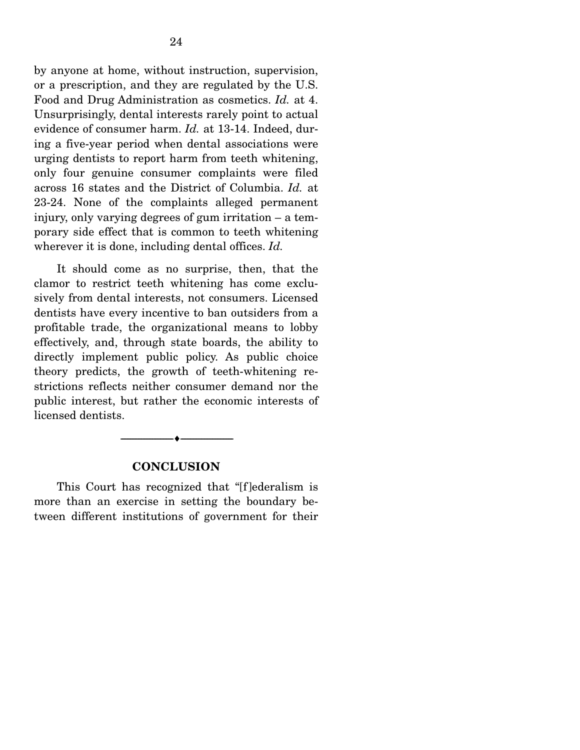by anyone at home, without instruction, supervision, or a prescription, and they are regulated by the U.S. Food and Drug Administration as cosmetics. *Id.* at 4. Unsurprisingly, dental interests rarely point to actual evidence of consumer harm. *Id.* at 13-14. Indeed, during a five-year period when dental associations were urging dentists to report harm from teeth whitening, only four genuine consumer complaints were filed across 16 states and the District of Columbia. *Id.* at 23-24. None of the complaints alleged permanent injury, only varying degrees of gum irritation – a temporary side effect that is common to teeth whitening wherever it is done, including dental offices. *Id.*

It should come as no surprise, then, that the clamor to restrict teeth whitening has come exclusively from dental interests, not consumers. Licensed dentists have every incentive to ban outsiders from a profitable trade, the organizational means to lobby effectively, and, through state boards, the ability to directly implement public policy. As public choice theory predicts, the growth of teeth-whitening restrictions reflects neither consumer demand nor the public interest, but rather the economic interests of licensed dentists.

---

## CONCLUSION

This Court has recognized that "[f]ederalism is more than an exercise in setting the boundary between different institutions of government for their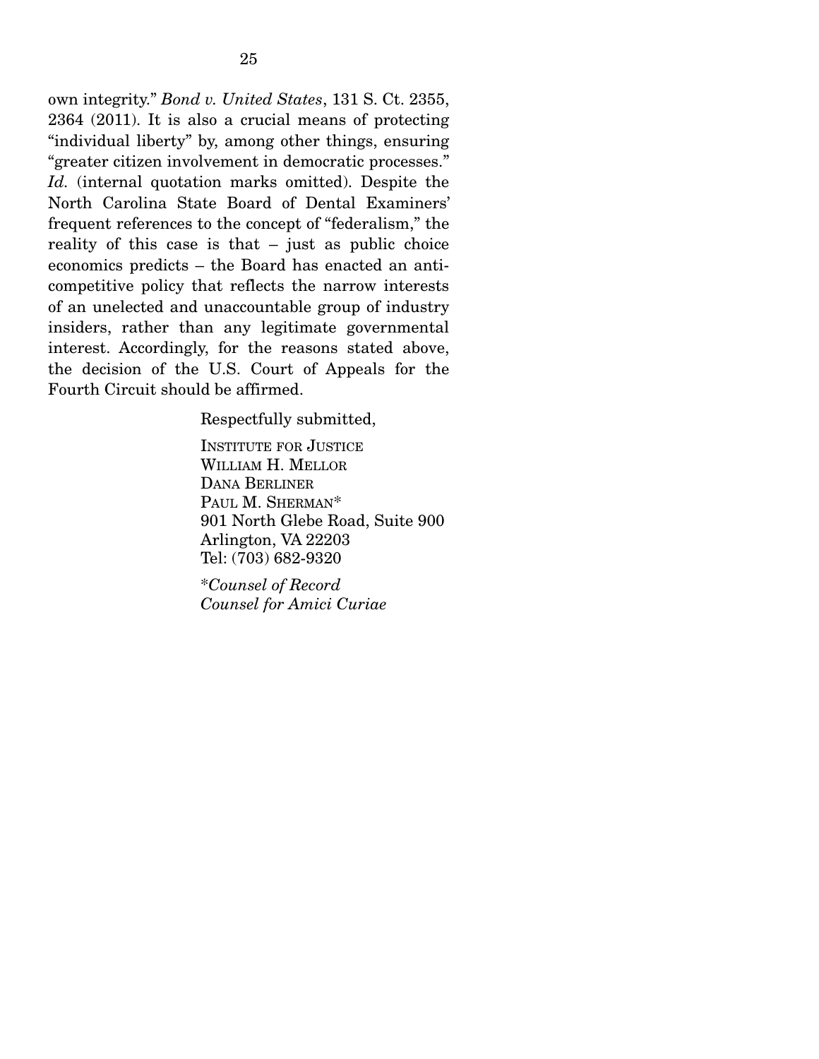own integrity." *Bond v. United States*, 131 S. Ct. 2355, 2364 (2011). It is also a crucial means of protecting "individual liberty" by, among other things, ensuring "greater citizen involvement in democratic processes." *Id.* (internal quotation marks omitted). Despite the North Carolina State Board of Dental Examiners' frequent references to the concept of "federalism," the reality of this case is that – just as public choice economics predicts – the Board has enacted an anti-competitive policy that reflects the narrow interests of an unelected and unaccountable group of industry insiders, rather than any legitimate governmental interest. Accordingly, for the reasons stated above, the decision of the U.S. Court of Appeals for the Fourth Circuit should be affirmed.

Respectfully submitted,

INSTITUTE FOR JUSTICE
WILLIAM H. MELLOR
DANA BERLINER
PAUL M. SHERMAN*
901 North Glebe Road, Suite 900
Arlington, VA 22203
Tel: (703) 682-9320

**Counsel of Record*
*Counsel for Amici Curiae*